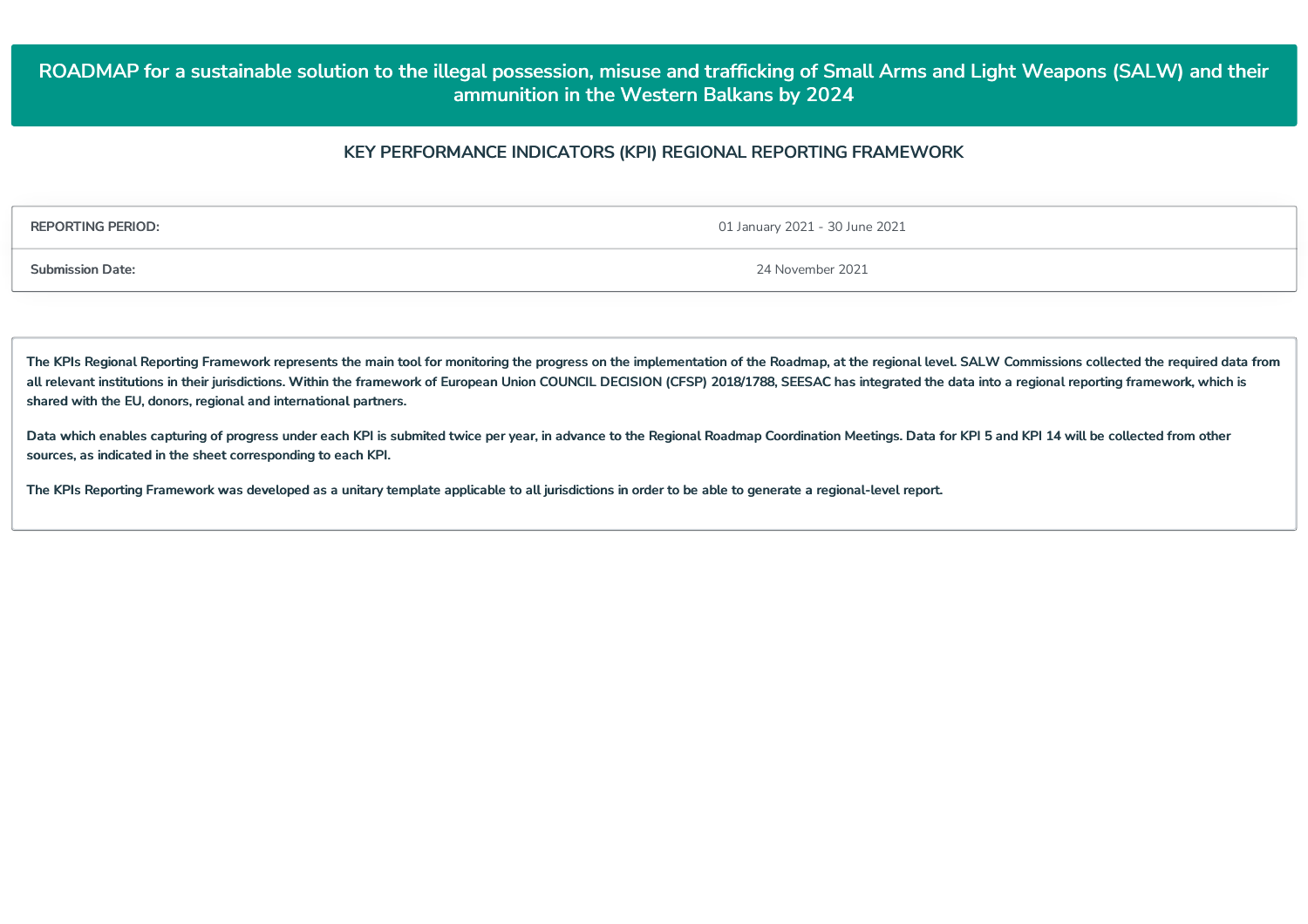# ROADMAP for a sustainable solution to the illegal possession, misuse and trafficking of Small Arms and Light Weapons (SALW) and their ammunition in the Western Balkans by 2024

## KEY PERFORMANCE INDICATORS (KPI) REGIONAL REPORTING FRAMEWORK

| | |
|---|---|
| **REPORTING PERIOD:** | 01 January 2021 - 30 June 2021 |
| **Submission Date:** | 24 November 2021 |

**The KPIs Regional Reporting Framework represents the main tool for monitoring the progress on the implementation of the Roadmap, at the regional level. SALW Commissions collected the required data from all relevant institutions in their jurisdictions. Within the framework of European Union COUNCIL DECISION (CFSP) 2018/1788, SEESAC has integrated the data into a regional reporting framework, which is shared with the EU, donors, regional and international partners.**

**Data which enables capturing of progress under each KPI is submited twice per year, in advance to the Regional Roadmap Coordination Meetings. Data for KPI 5 and KPI 14 will be collected from other sources, as indicated in the sheet corresponding to each KPI.**

**The KPIs Reporting Framework was developed as a unitary template applicable to all jurisdictions in order to be able to generate a regional-level report.**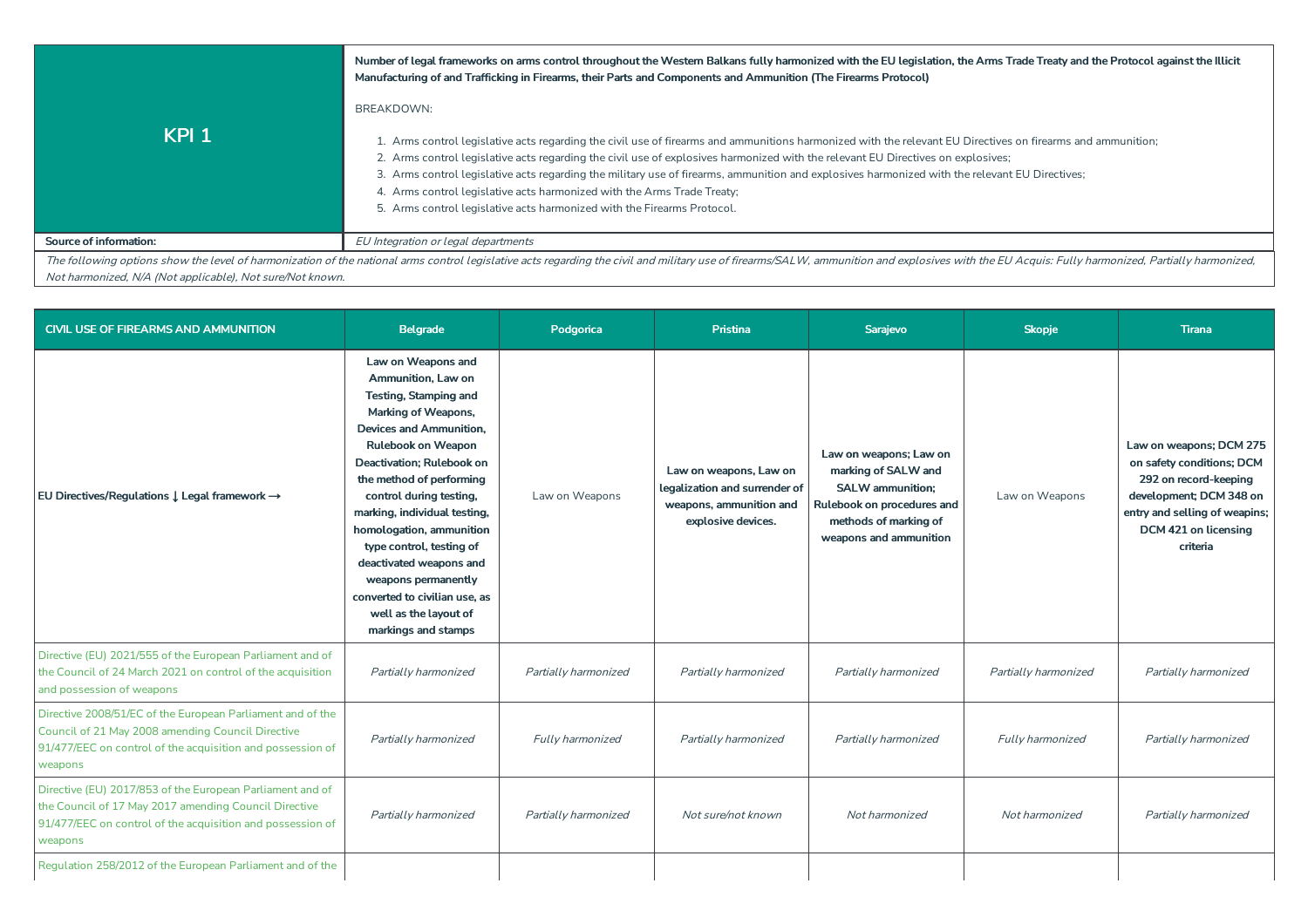| KPI 1 | **Number of legal frameworks on arms control throughout the Western Balkans fully harmonized with the EU legislation, the Arms Trade Treaty and the Protocol against the Illicit Manufacturing of and Trafficking in Firearms, their Parts and Components and Ammunition (The Firearms Protocol)**<br><br>BREAKDOWN:<br><br>1. Arms control legislative acts regarding the civil use of firearms and ammunitions harmonized with the relevant EU Directives on firearms and ammunition;<br>2. Arms control legislative acts regarding the civil use of explosives harmonized with the relevant EU Directives on explosives;<br>3. Arms control legislative acts regarding the military use of firearms, ammunition and explosives harmonized with the relevant EU Directives;<br>4. Arms control legislative acts harmonized with the Arms Trade Treaty;<br>5. Arms control legislative acts harmonized with the Firearms Protocol. |
|---|---|
| **Source of information:** | *EU Integration or legal departments* |

*The following options show the level of harmonization of the national arms control legislative acts regarding the civil and military use of firearms/SALW, ammunition and explosives with the EU Acquis: Fully harmonized, Partially harmonized, Not harmonized, N/A (Not applicable), Not sure/Not known.*

| CIVIL USE OF FIREARMS AND AMMUNITION | Belgrade | Podgorica | Pristina | Sarajevo | Skopje | Tirana |
|---|---|---|---|---|---|---|
| **EU Directives/Regulations ↓ Legal framework →** | **Law on Weapons and Ammunition, Law on Testing, Stamping and Marking of Weapons, Devices and Ammunition, Rulebook on Weapon Deactivation; Rulebook on the method of performing control during testing, marking, individual testing, homologation, ammunition type control, testing of deactivated weapons and weapons permanently converted to civilian use, as well as the layout of markings and stamps** | Law on Weapons | **Law on weapons, Law on legalization and surrender of weapons, ammunition and explosive devices.** | **Law on weapons; Law on marking of SALW and SALW ammunition; Rulebook on procedures and methods of marking of weapons and ammunition** | Law on Weapons | **Law on weapons; DCM 275 on safety conditions; DCM 292 on record-keeping development; DCM 348 on entry and selling of weapins; DCM 421 on licensing criteria** |
| Directive (EU) 2021/555 of the European Parliament and of the Council of 24 March 2021 on control of the acquisition and possession of weapons | *Partially harmonized* | *Partially harmonized* | *Partially harmonized* | *Partially harmonized* | *Partially harmonized* | *Partially harmonized* |
| Directive 2008/51/EC of the European Parliament and of the Council of 21 May 2008 amending Council Directive 91/477/EEC on control of the acquisition and possession of weapons | *Partially harmonized* | *Fully harmonized* | *Partially harmonized* | *Partially harmonized* | *Fully harmonized* | *Partially harmonized* |
| Directive (EU) 2017/853 of the European Parliament and of the Council of 17 May 2017 amending Council Directive 91/477/EEC on control of the acquisition and possession of weapons | *Partially harmonized* | *Partially harmonized* | *Not sure/not known* | *Not harmonized* | *Not harmonized* | *Partially harmonized* |
| Regulation 258/2012 of the European Parliament and of the | | | | | | |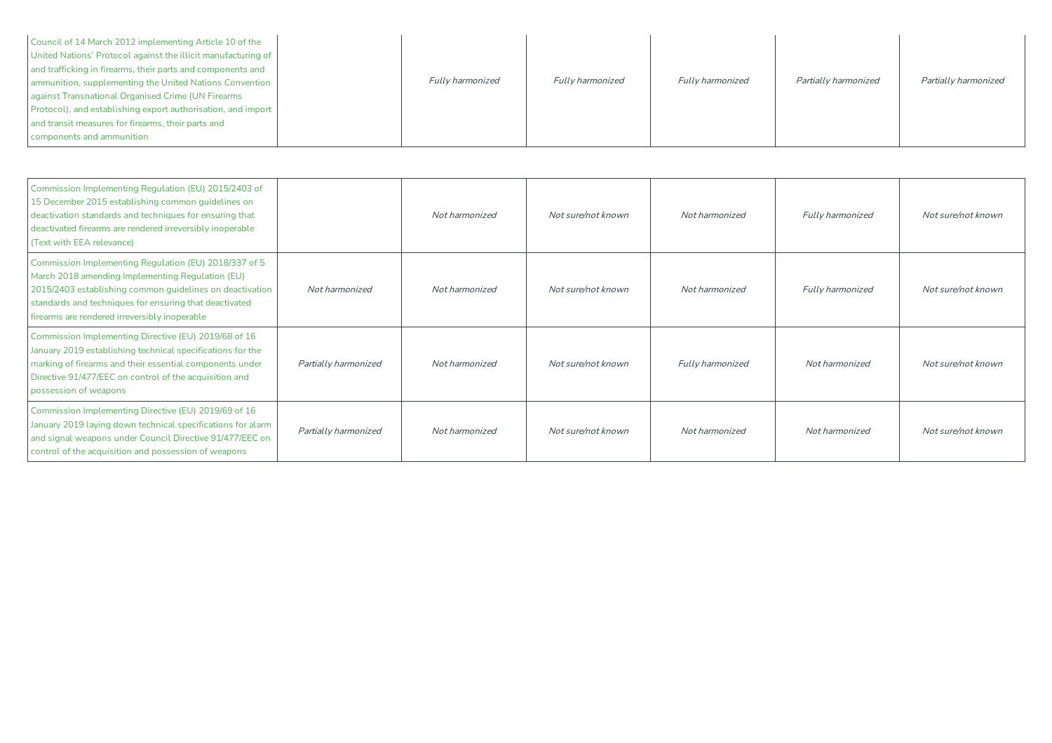| | | | | | | |
|---|---|---|---|---|---|---|
| Council of 14 March 2012 implementing Article 10 of the United Nations' Protocol against the illicit manufacturing of and trafficking in firearms, their parts and components and ammunition, supplementing the United Nations Convention against Transnational Organised Crime (UN Firearms Protocol), and establishing export authorisation, and import and transit measures for firearms, their parts and components and ammunition | | *Fully harmonized* | *Fully harmonized* | *Fully harmonized* | *Partially harmonized* | *Partially harmonized* |
| Commission Implementing Regulation (EU) 2015/2403 of 15 December 2015 establishing common guidelines on deactivation standards and techniques for ensuring that deactivated firearms are rendered irreversibly inoperable (Text with EEA relevance) | | *Not harmonized* | *Not sure/not known* | *Not harmonized* | *Fully harmonized* | *Not sure/not known* |
| Commission Implementing Regulation (EU) 2018/337 of 5 March 2018 amending Implementing Regulation (EU) 2015/2403 establishing common guidelines on deactivation standards and techniques for ensuring that deactivated firearms are rendered irreversibly inoperable | *Not harmonized* | *Not harmonized* | *Not sure/not known* | *Not harmonized* | *Fully harmonized* | *Not sure/not known* |
| Commission Implementing Directive (EU) 2019/68 of 16 January 2019 establishing technical specifications for the marking of firearms and their essential components under Directive 91/477/EEC on control of the acquisition and possession of weapons | *Partially harmonized* | *Not harmonized* | *Not sure/not known* | *Fully harmonized* | *Not harmonized* | *Not sure/not known* |
| Commission Implementing Directive (EU) 2019/69 of 16 January 2019 laying down technical specifications for alarm and signal weapons under Council Directive 91/477/EEC on control of the acquisition and possession of weapons | *Partially harmonized* | *Not harmonized* | *Not sure/not known* | *Not harmonized* | *Not harmonized* | *Not sure/not known* |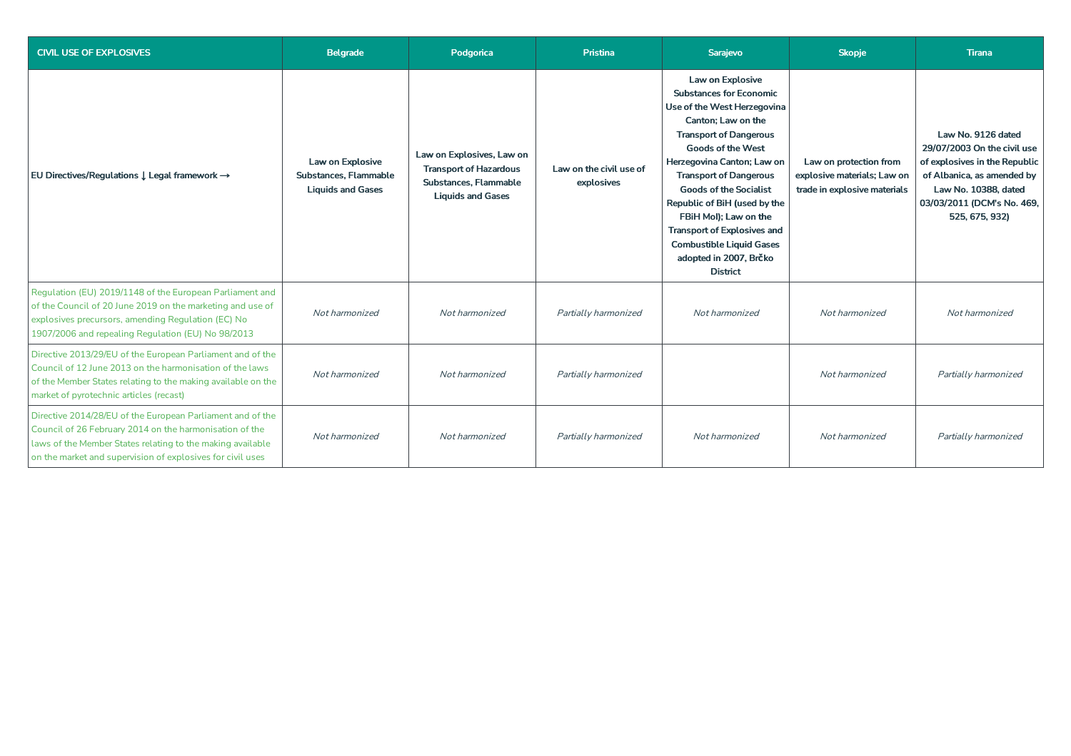| CIVIL USE OF EXPLOSIVES | Belgrade | Podgorica | Pristina | Sarajevo | Skopje | Tirana |
|---|---|---|---|---|---|---|
| **EU Directives/Regulations ↓ Legal framework →** | **Law on Explosive Substances, Flammable Liquids and Gases** | **Law on Explosives, Law on Transport of Hazardous Substances, Flammable Liquids and Gases** | **Law on the civil use of explosives** | **Law on Explosive Substances for Economic Use of the West Herzegovina Canton; Law on the Transport of Dangerous Goods of the West Herzegovina Canton; Law on Transport of Dangerous Goods of the Socialist Republic of BiH (used by the FBiH MoI); Law on the Transport of Explosives and Combustible Liquid Gases adopted in 2007, Brčko District** | **Law on protection from explosive materials; Law on trade in explosive materials** | **Law No. 9126 dated 29/07/2003 On the civil use of explosives in the Republic of Albanica, as amended by Law No. 10388, dated 03/03/2011 (DCM's No. 469, 525, 675, 932)** |
| Regulation (EU) 2019/1148 of the European Parliament and of the Council of 20 June 2019 on the marketing and use of explosives precursors, amending Regulation (EC) No 1907/2006 and repealing Regulation (EU) No 98/2013 | *Not harmonized* | *Not harmonized* | *Partially harmonized* | *Not harmonized* | *Not harmonized* | *Not harmonized* |
| Directive 2013/29/EU of the European Parliament and of the Council of 12 June 2013 on the harmonisation of the laws of the Member States relating to the making available on the market of pyrotechnic articles (recast) | *Not harmonized* | *Not harmonized* | *Partially harmonized* | | *Not harmonized* | *Partially harmonized* |
| Directive 2014/28/EU of the European Parliament and of the Council of 26 February 2014 on the harmonisation of the laws of the Member States relating to the making available on the market and supervision of explosives for civil uses | *Not harmonized* | *Not harmonized* | *Partially harmonized* | *Not harmonized* | *Not harmonized* | *Partially harmonized* |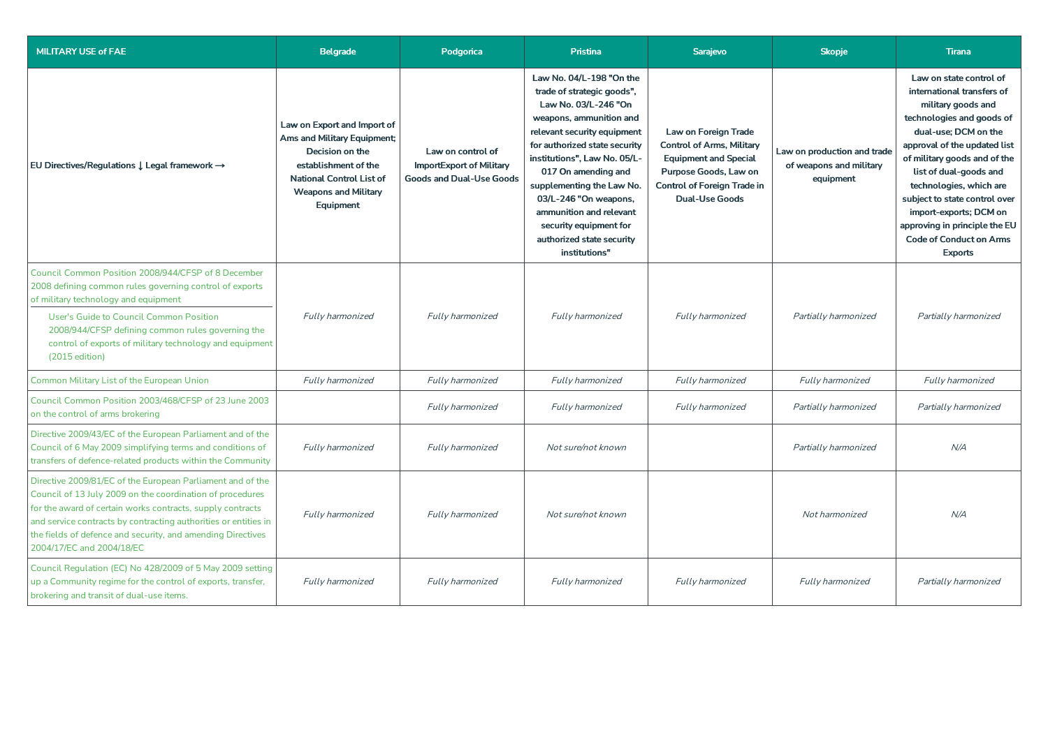| MILITARY USE of FAE | Belgrade | Podgorica | Pristina | Sarajevo | Skopje | Tirana |
|---|---|---|---|---|---|---|
| EU Directives/Regulations ↓ Legal framework → | **Law on Export and Import of Ams and Military Equipment; Decision on the establishment of the National Control List of Weapons and Military Equipment** | **Law on control of ImportExport of Military Goods and Dual-Use Goods** | **Law No. 04/L-198 "On the trade of strategic goods", Law No. 03/L-246 "On weapons, ammunition and relevant security equipment for authorized state security institutions", Law No. 05/L-017 On amending and supplementing the Law No. 03/L-246 "On weapons, ammunition and relevant security equipment for authorized state security institutions"** | **Law on Foreign Trade Control of Arms, Military Equipment and Special Purpose Goods, Law on Control of Foreign Trade in Dual-Use Goods** | **Law on production and trade of weapons and military equipment** | **Law on state control of international transfers of military goods and technologies and goods of dual-use; DCM on the approval of the updated list of military goods and of the list of dual-goods and technologies, which are subject to state control over import-exports; DCM on approving in principle the EU Code of Conduct on Arms Exports** |
| Council Common Position 2008/944/CFSP of 8 December 2008 defining common rules governing control of exports of military technology and equipment<br>User's Guide to Council Common Position 2008/944/CFSP defining common rules governing the control of exports of military technology and equipment (2015 edition) | *Fully harmonized* | *Fully harmonized* | *Fully harmonized* | *Fully harmonized* | *Partially harmonized* | *Partially harmonized* |
| Common Military List of the European Union | *Fully harmonized* | *Fully harmonized* | *Fully harmonized* | *Fully harmonized* | *Fully harmonized* | *Fully harmonized* |
| Council Common Position 2003/468/CFSP of 23 June 2003 on the control of arms brokering | | *Fully harmonized* | *Fully harmonized* | *Fully harmonized* | *Partially harmonized* | *Partially harmonized* |
| Directive 2009/43/EC of the European Parliament and of the Council of 6 May 2009 simplifying terms and conditions of transfers of defence-related products within the Community | *Fully harmonized* | *Fully harmonized* | *Not sure/not known* | | *Partially harmonized* | *N/A* |
| Directive 2009/81/EC of the European Parliament and of the Council of 13 July 2009 on the coordination of procedures for the award of certain works contracts, supply contracts and service contracts by contracting authorities or entities in the fields of defence and security, and amending Directives 2004/17/EC and 2004/18/EC | *Fully harmonized* | *Fully harmonized* | *Not sure/not known* | | *Not harmonized* | *N/A* |
| Council Regulation (EC) No 428/2009 of 5 May 2009 setting up a Community regime for the control of exports, transfer, brokering and transit of dual-use items. | *Fully harmonized* | *Fully harmonized* | *Fully harmonized* | *Fully harmonized* | *Fully harmonized* | *Partially harmonized* |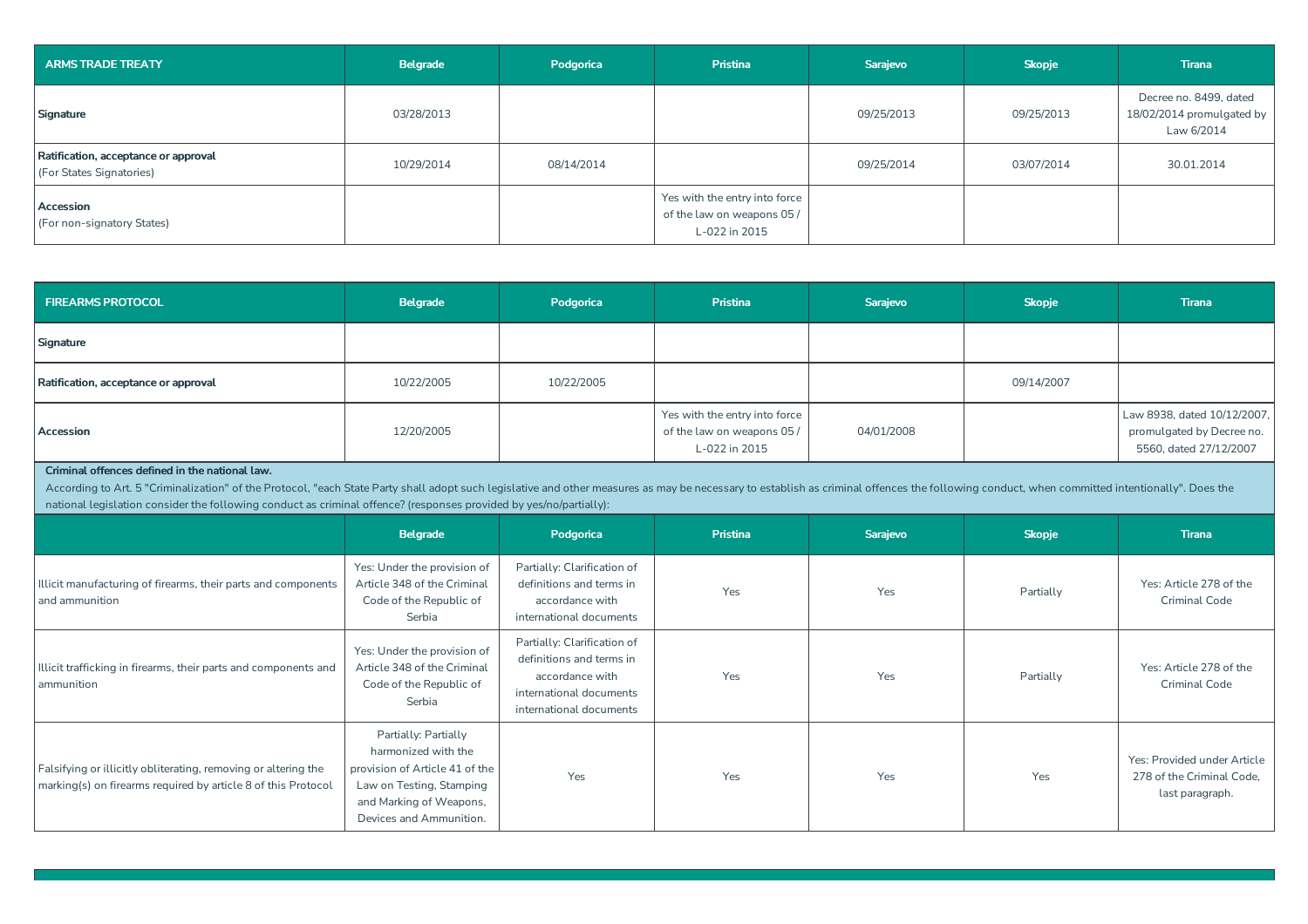| ARMS TRADE TREATY | Belgrade | Podgorica | Pristina | Sarajevo | Skopje | Tirana |
|---|---|---|---|---|---|---|
| **Signature** | 03/28/2013 | | | 09/25/2013 | 09/25/2013 | Decree no. 8499, dated 18/02/2014 promulgated by Law 6/2014 |
| **Ratification, acceptance or approval** (For States Signatories) | 10/29/2014 | 08/14/2014 | | 09/25/2014 | 03/07/2014 | 30.01.2014 |
| **Accession** (For non-signatory States) | | | Yes with the entry into force of the law on weapons 05 / L-022 in 2015 | | | |

| FIREARMS PROTOCOL | Belgrade | Podgorica | Pristina | Sarajevo | Skopje | Tirana |
|---|---|---|---|---|---|---|
| **Signature** | | | | | | |
| **Ratification, acceptance or approval** | 10/22/2005 | 10/22/2005 | | | 09/14/2007 | |
| **Accession** | 12/20/2005 | | Yes with the entry into force of the law on weapons 05 / L-022 in 2015 | 04/01/2008 | | Law 8938, dated 10/12/2007, promulgated by Decree no. 5560, dated 27/12/2007 |

**Criminal offences defined in the national law.**

According to Art. 5 "Criminalization" of the Protocol, "each State Party shall adopt such legislative and other measures as may be necessary to establish as criminal offences the following conduct, when committed intentionally". Does the national legislation consider the following conduct as criminal offence? (responses provided by yes/no/partially):

| | Belgrade | Podgorica | Pristina | Sarajevo | Skopje | Tirana |
|---|---|---|---|---|---|---|
| Illicit manufacturing of firearms, their parts and components and ammunition | Yes: Under the provision of Article 348 of the Criminal Code of the Republic of Serbia | Partially: Clarification of definitions and terms in accordance with international documents | Yes | Yes | Partially | Yes: Article 278 of the Criminal Code |
| Illicit trafficking in firearms, their parts and components and ammunition | Yes: Under the provision of Article 348 of the Criminal Code of the Republic of Serbia | Partially: Clarification of definitions and terms in accordance with international documents international documents | Yes | Yes | Partially | Yes: Article 278 of the Criminal Code |
| Falsifying or illicitly obliterating, removing or altering the marking(s) on firearms required by article 8 of this Protocol | Partially: Partially harmonized with the provision of Article 41 of the Law on Testing, Stamping and Marking of Weapons, Devices and Ammunition. | Yes | Yes | Yes | Yes | Yes: Provided under Article 278 of the Criminal Code, last paragraph. |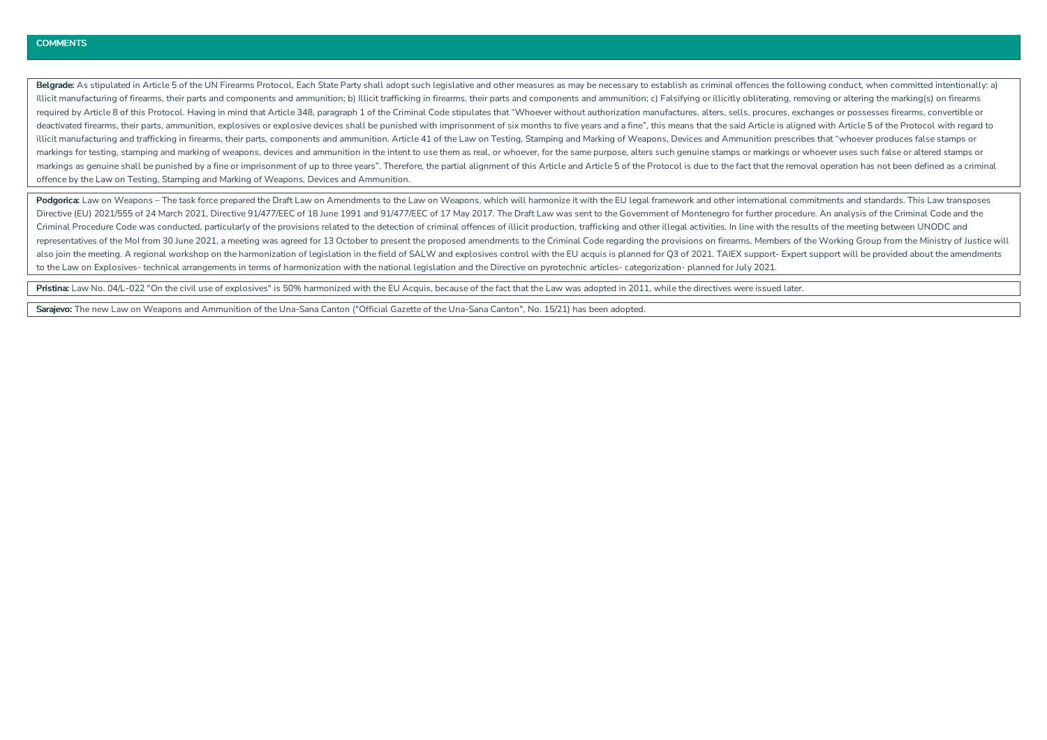**COMMENTS**

**Belgrade:** As stipulated in Article 5 of the UN Firearms Protocol, Each State Party shall adopt such legislative and other measures as may be necessary to establish as criminal offences the following conduct, when committed intentionally: a) Illicit manufacturing of firearms, their parts and components and ammunition; b) Illicit trafficking in firearms, their parts and components and ammunition; c) Falsifying or illicitly obliterating, removing or altering the marking(s) on firearms required by Article 8 of this Protocol. Having in mind that Article 348, paragraph 1 of the Criminal Code stipulates that "Whoever without authorization manufactures, alters, sells, procures, exchanges or possesses firearms, convertible or deactivated firearms, their parts, ammunition, explosives or explosive devices shall be punished with imprisonment of six months to five years and a fine", this means that the said Article is aligned with Article 5 of the Protocol with regard to illicit manufacturing and trafficking in firearms, their parts, components and ammunition. Article 41 of the Law on Testing, Stamping and Marking of Weapons, Devices and Ammunition prescribes that "whoever produces false stamps or markings for testing, stamping and marking of weapons, devices and ammunition in the intent to use them as real, or whoever, for the same purpose, alters such genuine stamps or markings or whoever uses such false or altered stamps or markings as genuine shall be punished by a fine or imprisonment of up to three years". Therefore, the partial alignment of this Article and Article 5 of the Protocol is due to the fact that the removal operation has not been defined as a criminal offence by the Law on Testing, Stamping and Marking of Weapons, Devices and Ammunition.

**Podgorica:** Law on Weapons – The task force prepared the Draft Law on Amendments to the Law on Weapons, which will harmonize it with the EU legal framework and other international commitments and standards. This Law transposes Directive (EU) 2021/555 of 24 March 2021, Directive 91/477/EEC of 18 June 1991 and 91/477/EEC of 17 May 2017. The Draft Law was sent to the Government of Montenegro for further procedure. An analysis of the Criminal Code and the Criminal Procedure Code was conducted, particularly of the provisions related to the detection of criminal offences of illicit production, trafficking and other illegal activities. In line with the results of the meeting between UNODC and representatives of the MoI from 30 June 2021, a meeting was agreed for 13 October to present the proposed amendments to the Criminal Code regarding the provisions on firearms. Members of the Working Group from the Ministry of Justice will also join the meeting. A regional workshop on the harmonization of legislation in the field of SALW and explosives control with the EU acquis is planned for Q3 of 2021. TAIEX support- Expert support will be provided about the amendments to the Law on Explosives- technical arrangements in terms of harmonization with the national legislation and the Directive on pyrotechnic articles- categorization- planned for July 2021.

**Pristina:** Law No. 04/L-022 "On the civil use of explosives" is 50% harmonized with the EU Acquis, because of the fact that the Law was adopted in 2011, while the directives were issued later.

**Sarajevo:** The new Law on Weapons and Ammunition of the Una-Sana Canton ("Official Gazette of the Una-Sana Canton", No. 15/21) has been adopted.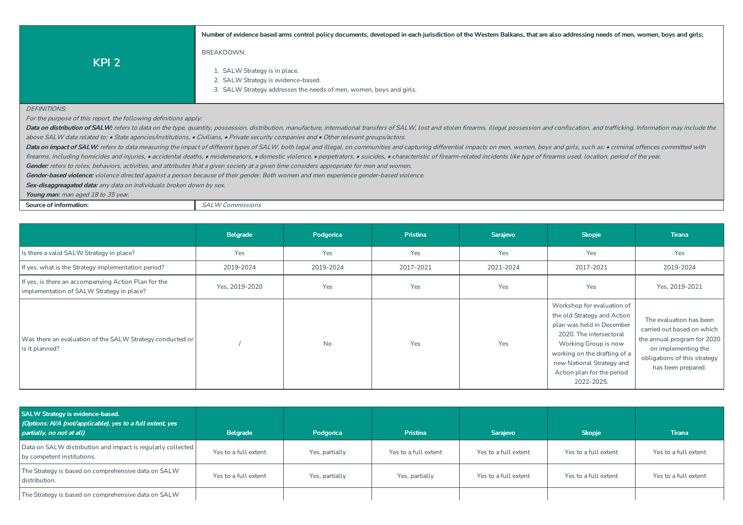| KPI 2 | **Number of evidence based arms control policy documents, developed in each jurisdiction of the Western Balkans, that are also addressing needs of men, women, boys and girls;**<br><br>BREAKDOWN:<br><br>1. SALW Strategy is in place.<br>2. SALW Strategy is evidence-based.<br>3. SALW Strategy addresses the needs of men, women, boys and girls. |
|---|---|

*DEFINITIONS:*

*For the purpose of this report, the following definitions apply:*

***Data on distribution of SALW:*** *refers to data on the type, quantity, possession, distribution, manufacture, international transfers of SALW, lost and stolen firearms, illegal possession and confiscation, and trafficking. Information may include the above SALW data related to: • State agencies/institutions, • Civilians, • Private security companies and • Other relevant groups/actors.*

***Data on impact of SALW:*** *refers to data measuring the impact of different types of SALW, both legal and illegal, on communities and capturing differential impacts on men, women, boys and girls, such as: • criminal offences committed with firearms, including homicides and injuries, • accidental deaths, • misdemeanors, • domestic violence, • perpetrators, • suicides, • characteristic of firearm-related incidents like type of firearms used, location, period of the year.*

***Gender:*** *refers to roles, behaviors, activities, and attributes that a given society at a given time considers appropriate for men and women.*

***Gender-based violence:*** *violence directed against a person because of their gender. Both women and men experience gender-based violence.*

***Sex-disaggreagated data:*** *any data on individuals broken down by sex.*

***Young man:*** *man aged 18 to 35 year.*

| **Source of information:** | *SALW Commissions* |
|---|---|

| | Belgrade | Podgorica | Pristina | Sarajevo | Skopje | Tirana |
|---|---|---|---|---|---|---|
| Is there a valid SALW Strategy in place? | Yes | Yes | Yes | Yes | Yes | Yes |
| If yes, what is the Strategy implementation period? | 2019-2024 | 2019-2024 | 2017-2021 | 2021-2024 | 2017-2021 | 2019-2024 |
| If yes, is there an accompanying Action Plan for the implementation of SALW Strategy in place? | Yes, 2019-2020 | Yes | Yes | Yes | Yes | Yes, 2019-2021 |
| Was there an evaluation of the SALW Strategy conducted or is it planned? | / | No | Yes | Yes | Workshop for evaluation of the old Strategy and Action plan was held in December 2020. The intersectoral Working Group is now working on the drafting of a new National Strategy and Action plan for the period 2022-2025. | The evaluation has been carried out based on which the annual program for 2020 on implementing the obligations of this strategy has been prepared. |

| **SALW Strategy is evidence-based.** ***(Options: N/A (not/applicable), yes to a full extent, yes partially, no not at all)*** | Belgrade | Podgorica | Pristina | Sarajevo | Skopje | Tirana |
|---|---|---|---|---|---|---|
| Data on SALW distribution and impact is regularly collected by competent institutions. | Yes to a full extent | Yes, partially | Yes to a full extent | Yes to a full extent | Yes to a full extent | Yes to a full extent |
| The Strategy is based on comprehensive data on SALW distribution. | Yes to a full extent | Yes, partially | Yes, partially | Yes to a full extent | Yes to a full extent | Yes to a full extent |
| The Strategy is based on comprehensive data on SALW | | | | | | |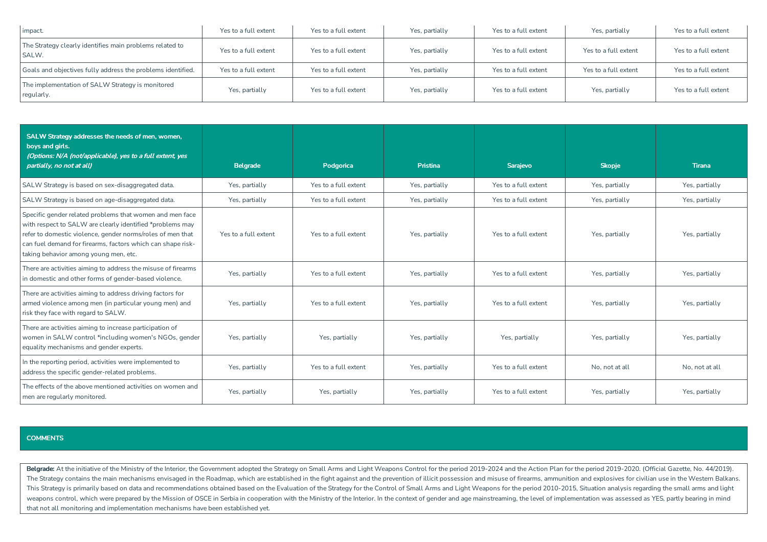| | | | | | | |
|---|---|---|---|---|---|---|
| impact. | Yes to a full extent | Yes to a full extent | Yes, partially | Yes to a full extent | Yes, partially | Yes to a full extent |
| The Strategy clearly identifies main problems related to SALW. | Yes to a full extent | Yes to a full extent | Yes, partially | Yes to a full extent | Yes to a full extent | Yes to a full extent |
| Goals and objectives fully address the problems identified. | Yes to a full extent | Yes to a full extent | Yes, partially | Yes to a full extent | Yes to a full extent | Yes to a full extent |
| The implementation of SALW Strategy is monitored regularly. | Yes, partially | Yes to a full extent | Yes, partially | Yes to a full extent | Yes, partially | Yes to a full extent |

| **SALW Strategy addresses the needs of men, women, boys and girls.** ***(Options: N/A (not/applicable), yes to a full extent, yes partially, no not at all)*** | **Belgrade** | **Podgorica** | **Pristina** | **Sarajevo** | **Skopje** | **Tirana** |
|---|---|---|---|---|---|---|
| SALW Strategy is based on sex-disaggregated data. | Yes, partially | Yes to a full extent | Yes, partially | Yes to a full extent | Yes, partially | Yes, partially |
| SALW Strategy is based on age-disaggregated data. | Yes, partially | Yes to a full extent | Yes, partially | Yes to a full extent | Yes, partially | Yes, partially |
| Specific gender related problems that women and men face with respect to SALW are clearly identified *problems may refer to domestic violence, gender norms/roles of men that can fuel demand for firearms, factors which can shape risk-taking behavior among young men, etc. | Yes to a full extent | Yes to a full extent | Yes, partially | Yes to a full extent | Yes, partially | Yes, partially |
| There are activities aiming to address the misuse of firearms in domestic and other forms of gender-based violence. | Yes, partially | Yes to a full extent | Yes, partially | Yes to a full extent | Yes, partially | Yes, partially |
| There are activities aiming to address driving factors for armed violence among men (in particular young men) and risk they face with regard to SALW. | Yes, partially | Yes to a full extent | Yes, partially | Yes to a full extent | Yes, partially | Yes, partially |
| There are activities aiming to increase participation of women in SALW control *including women's NGOs, gender equality mechanisms and gender experts. | Yes, partially | Yes, partially | Yes, partially | Yes, partially | Yes, partially | Yes, partially |
| In the reporting period, activities were implemented to address the specific gender-related problems. | Yes, partially | Yes to a full extent | Yes, partially | Yes to a full extent | No, not at all | No, not at all |
| The effects of the above mentioned activities on women and men are regularly monitored. | Yes, partially | Yes, partially | Yes, partially | Yes to a full extent | Yes, partially | Yes, partially |

**COMMENTS**

**Belgrade:** At the initiative of the Ministry of the Interior, the Government adopted the Strategy on Small Arms and Light Weapons Control for the period 2019-2024 and the Action Plan for the period 2019-2020. (Official Gazette, No. 44/2019). The Strategy contains the main mechanisms envisaged in the Roadmap, which are established in the fight against and the prevention of illicit possession and misuse of firearms, ammunition and explosives for civilian use in the Western Balkans. This Strategy is primarily based on data and recommendations obtained based on the Evaluation of the Strategy for the Control of Small Arms and Light Weapons for the period 2010-2015, Situation analysis regarding the small arms and light weapons control, which were prepared by the Mission of OSCE in Serbia in cooperation with the Ministry of the Interior. In the context of gender and age mainstreaming, the level of implementation was assessed as YES, partly bearing in mind that not all monitoring and implementation mechanisms have been established yet.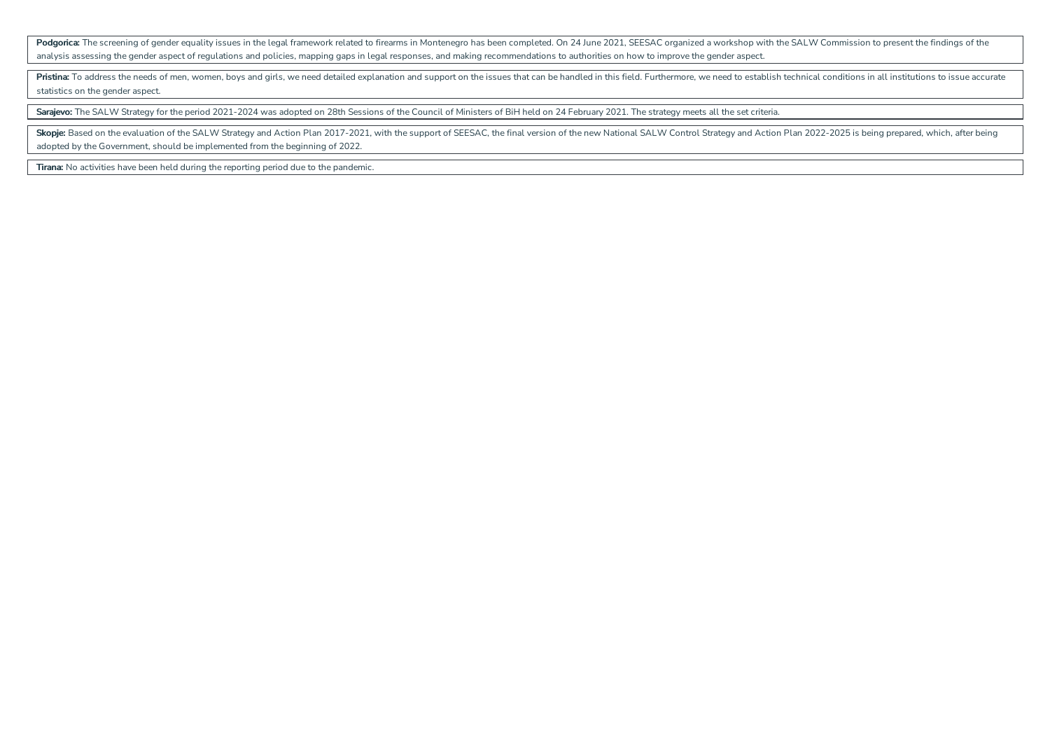**Podgorica:** The screening of gender equality issues in the legal framework related to firearms in Montenegro has been completed. On 24 June 2021, SEESAC organized a workshop with the SALW Commission to present the findings of the analysis assessing the gender aspect of regulations and policies, mapping gaps in legal responses, and making recommendations to authorities on how to improve the gender aspect.

**Pristina:** To address the needs of men, women, boys and girls, we need detailed explanation and support on the issues that can be handled in this field. Furthermore, we need to establish technical conditions in all institutions to issue accurate statistics on the gender aspect.

**Sarajevo:** The SALW Strategy for the period 2021-2024 was adopted on 28th Sessions of the Council of Ministers of BiH held on 24 February 2021. The strategy meets all the set criteria.

**Skopje:** Based on the evaluation of the SALW Strategy and Action Plan 2017-2021, with the support of SEESAC, the final version of the new National SALW Control Strategy and Action Plan 2022-2025 is being prepared, which, after being adopted by the Government, should be implemented from the beginning of 2022.

**Tirana:** No activities have been held during the reporting period due to the pandemic.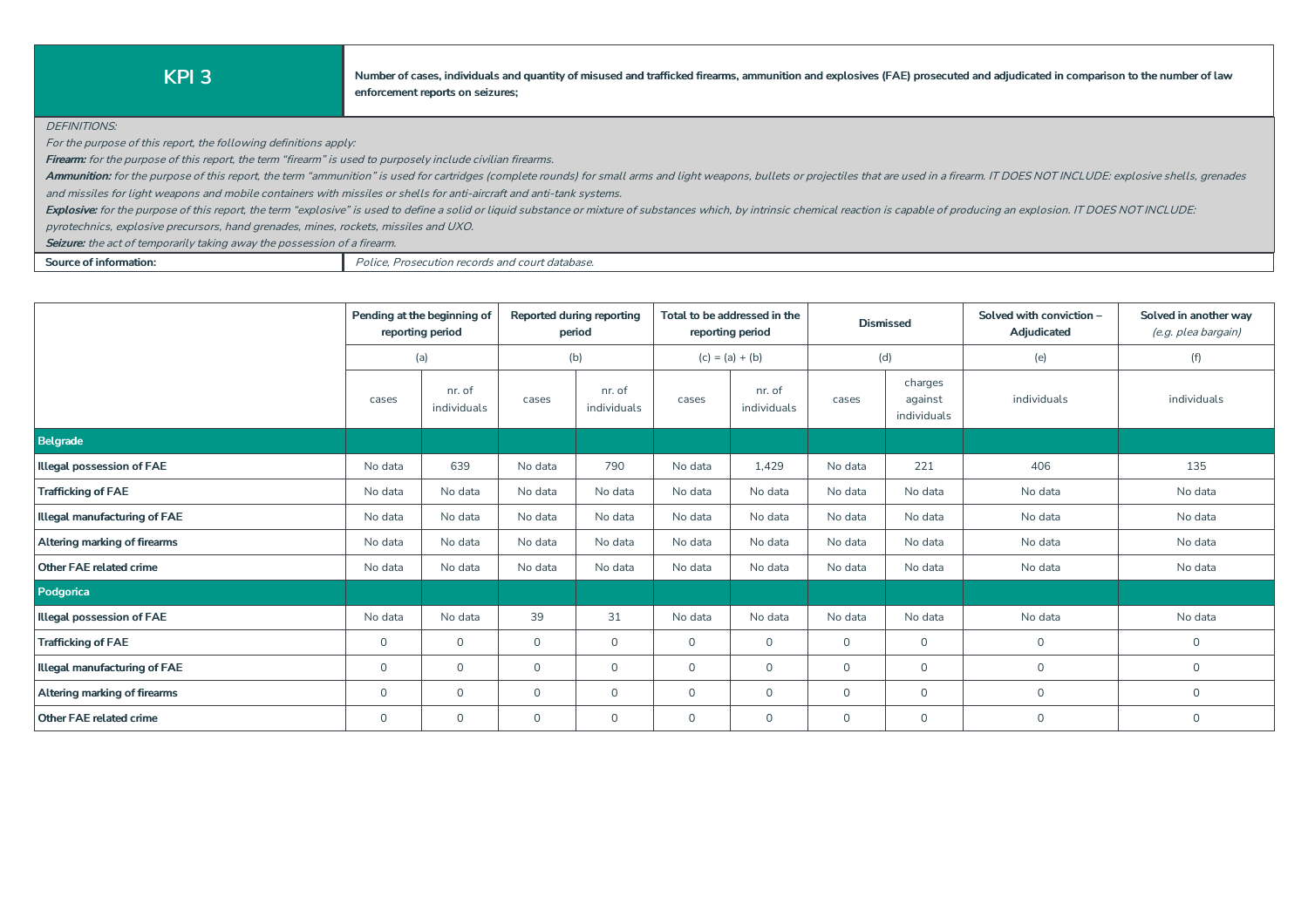| **KPI 3** | **Number of cases, individuals and quantity of misused and trafficked firearms, ammunition and explosives (FAE) prosecuted and adjudicated in comparison to the number of law enforcement reports on seizures;** |
|---|---|

*DEFINITIONS:*

*For the purpose of this report, the following definitions apply:*

***Firearm:*** *for the purpose of this report, the term "firearm" is used to purposely include civilian firearms.*

***Ammunition:*** *for the purpose of this report, the term "ammunition" is used for cartridges (complete rounds) for small arms and light weapons, bullets or projectiles that are used in a firearm. IT DOES NOT INCLUDE: explosive shells, grenades and missiles for light weapons and mobile containers with missiles or shells for anti-aircraft and anti-tank systems.*

***Explosive:*** *for the purpose of this report, the term "explosive" is used to define a solid or liquid substance or mixture of substances which, by intrinsic chemical reaction is capable of producing an explosion. IT DOES NOT INCLUDE: pyrotechnics, explosive precursors, hand grenades, mines, rockets, missiles and UXO.*

***Seizure:*** *the act of temporarily taking away the possession of a firearm.*

| **Source of information:** | *Police, Prosecution records and court database.* |
|---|---|

| | **Pending at the beginning of reporting period** | | **Reported during reporting period** | | **Total to be addressed in the reporting period** | | **Dismissed** | | **Solved with conviction – Adjudicated** | **Solved in another way** *(e.g. plea bargain)* |
|---|---|---|---|---|---|---|---|---|---|---|
| | (a) | | (b) | | (c) = (a) + (b) | | (d) | | (e) | (f) |
| | cases | nr. of individuals | cases | nr. of individuals | cases | nr. of individuals | cases | charges against individuals | individuals | individuals |
| **Belgrade** | | | | | | | | | | |
| **Illegal possession of FAE** | No data | 639 | No data | 790 | No data | 1,429 | No data | 221 | 406 | 135 |
| **Trafficking of FAE** | No data | No data | No data | No data | No data | No data | No data | No data | No data | No data |
| **Illegal manufacturing of FAE** | No data | No data | No data | No data | No data | No data | No data | No data | No data | No data |
| **Altering marking of firearms** | No data | No data | No data | No data | No data | No data | No data | No data | No data | No data |
| **Other FAE related crime** | No data | No data | No data | No data | No data | No data | No data | No data | No data | No data |
| **Podgorica** | | | | | | | | | | |
| **Illegal possession of FAE** | No data | No data | 39 | 31 | No data | No data | No data | No data | No data | No data |
| **Trafficking of FAE** | 0 | 0 | 0 | 0 | 0 | 0 | 0 | 0 | 0 | 0 |
| **Illegal manufacturing of FAE** | 0 | 0 | 0 | 0 | 0 | 0 | 0 | 0 | 0 | 0 |
| **Altering marking of firearms** | 0 | 0 | 0 | 0 | 0 | 0 | 0 | 0 | 0 | 0 |
| **Other FAE related crime** | 0 | 0 | 0 | 0 | 0 | 0 | 0 | 0 | 0 | 0 |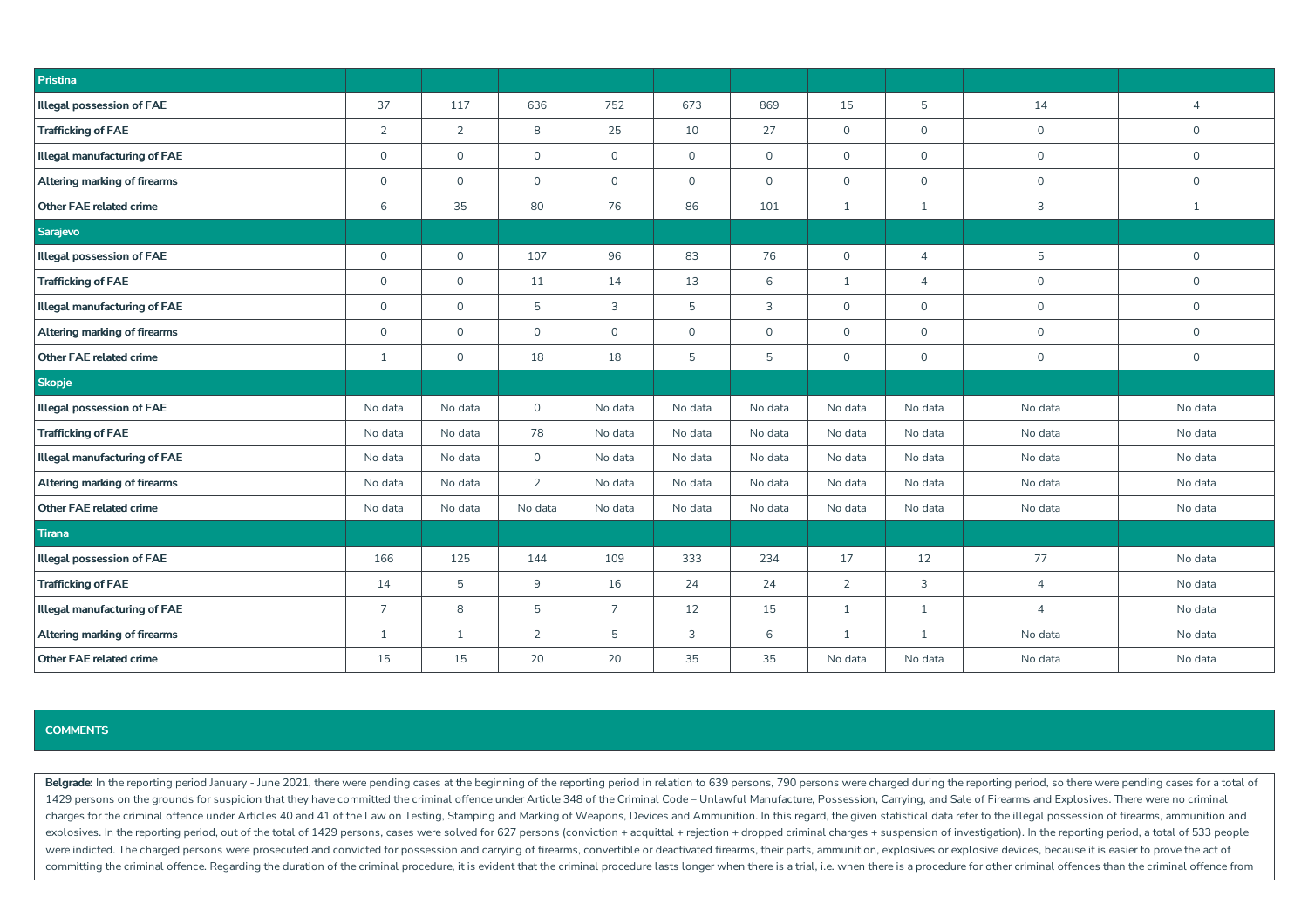| Pristina | | | | | | | | | | |
|---|---|---|---|---|---|---|---|---|---|---|
| **Illegal possession of FAE** | 37 | 117 | 636 | 752 | 673 | 869 | 15 | 5 | 14 | 4 |
| **Trafficking of FAE** | 2 | 2 | 8 | 25 | 10 | 27 | 0 | 0 | 0 | 0 |
| **Illegal manufacturing of FAE** | 0 | 0 | 0 | 0 | 0 | 0 | 0 | 0 | 0 | 0 |
| **Altering marking of firearms** | 0 | 0 | 0 | 0 | 0 | 0 | 0 | 0 | 0 | 0 |
| **Other FAE related crime** | 6 | 35 | 80 | 76 | 86 | 101 | 1 | 1 | 3 | 1 |
| **Sarajevo** | | | | | | | | | | |
| **Illegal possession of FAE** | 0 | 0 | 107 | 96 | 83 | 76 | 0 | 4 | 5 | 0 |
| **Trafficking of FAE** | 0 | 0 | 11 | 14 | 13 | 6 | 1 | 4 | 0 | 0 |
| **Illegal manufacturing of FAE** | 0 | 0 | 5 | 3 | 5 | 3 | 0 | 0 | 0 | 0 |
| **Altering marking of firearms** | 0 | 0 | 0 | 0 | 0 | 0 | 0 | 0 | 0 | 0 |
| **Other FAE related crime** | 1 | 0 | 18 | 18 | 5 | 5 | 0 | 0 | 0 | 0 |
| **Skopje** | | | | | | | | | | |
| **Illegal possession of FAE** | No data | No data | 0 | No data | No data | No data | No data | No data | No data | No data |
| **Trafficking of FAE** | No data | No data | 78 | No data | No data | No data | No data | No data | No data | No data |
| **Illegal manufacturing of FAE** | No data | No data | 0 | No data | No data | No data | No data | No data | No data | No data |
| **Altering marking of firearms** | No data | No data | 2 | No data | No data | No data | No data | No data | No data | No data |
| **Other FAE related crime** | No data | No data | No data | No data | No data | No data | No data | No data | No data | No data |
| **Tirana** | | | | | | | | | | |
| **Illegal possession of FAE** | 166 | 125 | 144 | 109 | 333 | 234 | 17 | 12 | 77 | No data |
| **Trafficking of FAE** | 14 | 5 | 9 | 16 | 24 | 24 | 2 | 3 | 4 | No data |
| **Illegal manufacturing of FAE** | 7 | 8 | 5 | 7 | 12 | 15 | 1 | 1 | 4 | No data |
| **Altering marking of firearms** | 1 | 1 | 2 | 5 | 3 | 6 | 1 | 1 | No data | No data |
| **Other FAE related crime** | 15 | 15 | 20 | 20 | 35 | 35 | No data | No data | No data | No data |

**COMMENTS**

**Belgrade:** In the reporting period January - June 2021, there were pending cases at the beginning of the reporting period in relation to 639 persons, 790 persons were charged during the reporting period, so there were pending cases for a total of 1429 persons on the grounds for suspicion that they have committed the criminal offence under Article 348 of the Criminal Code – Unlawful Manufacture, Possession, Carrying, and Sale of Firearms and Explosives. There were no criminal charges for the criminal offence under Articles 40 and 41 of the Law on Testing, Stamping and Marking of Weapons, Devices and Ammunition. In this regard, the given statistical data refer to the illegal possession of firearms, ammunition and explosives. In the reporting period, out of the total of 1429 persons, cases were solved for 627 persons (conviction + acquittal + rejection + dropped criminal charges + suspension of investigation). In the reporting period, a total of 533 people were indicted. The charged persons were prosecuted and convicted for possession and carrying of firearms, convertible or deactivated firearms, their parts, ammunition, explosives or explosive devices, because it is easier to prove the act of committing the criminal offence. Regarding the duration of the criminal procedure, it is evident that the criminal procedure lasts longer when there is a trial, i.e. when there is a procedure for other criminal offences than the criminal offence from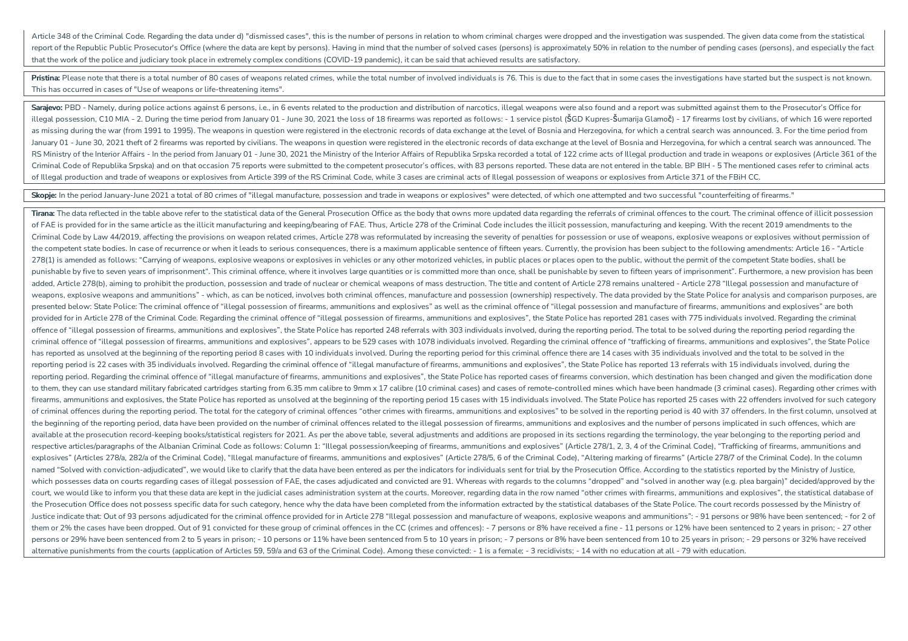Article 348 of the Criminal Code. Regarding the data under d) "dismissed cases", this is the number of persons in relation to whom criminal charges were dropped and the investigation was suspended. The given data come from the statistical report of the Republic Public Prosecutor's Office (where the data are kept by persons). Having in mind that the number of solved cases (persons) is approximately 50% in relation to the number of pending cases (persons), and especially the fact that the work of the police and judiciary took place in extremely complex conditions (COVID-19 pandemic), it can be said that achieved results are satisfactory.

**Pristina:** Please note that there is a total number of 80 cases of weapons related crimes, while the total number of involved individuals is 76. This is due to the fact that in some cases the investigations have started but the suspect is not known. This has occurred in cases of "Use of weapons or life-threatening items".

**Sarajevo:** PBD - Namely, during police actions against 6 persons, i.e., in 6 events related to the production and distribution of narcotics, illegal weapons were also found and a report was submitted against them to the Prosecutor's Office for illegal possession, C10 MIA - 2. During the time period from January 01 - June 30, 2021 the loss of 18 firearms was reported as follows: - 1 service pistol (ŠGD Kupres-Šumarija Glamoč) - 17 firearms lost by civilians, of which 16 were reported as missing during the war (from 1991 to 1995). The weapons in question were registered in the electronic records of data exchange at the level of Bosnia and Herzegovina, for which a central search was announced. 3. For the time period from January 01 - June 30, 2021 theft of 2 firearms was reported by civilians. The weapons in question were registered in the electronic records of data exchange at the level of Bosnia and Herzegovina, for which a central search was announced. The RS Ministry of the Interior Affairs - In the period from January 01 - June 30, 2021 the Ministry of the Interior Affairs of Republika Srpska recorded a total of 122 crime acts of Illegal production and trade in weapons or explosives (Article 361 of the Criminal Code of Republika Srpska) and on that occasion 75 reports were submitted to the competent prosecutor's offices, with 83 persons reported. These data are not entered in the table. BP BIH - 5 The mentioned cases refer to criminal acts of Illegal production and trade of weapons or explosives from Article 399 of the RS Criminal Code, while 3 cases are criminal acts of Illegal possession of weapons or explosives from Article 371 of the FBiH CC.

**Skopje:** In the period January-June 2021 a total of 80 crimes of "illegal manufacture, possession and trade in weapons or explosives" were detected, of which one attempted and two successful "counterfeiting of firearms."

**Tirana:** The data reflected in the table above refer to the statistical data of the General Prosecution Office as the body that owns more updated data regarding the referrals of criminal offences to the court. The criminal offence of illicit possession of FAE is provided for in the same article as the illicit manufacturing and keeping/bearing of FAE. Thus, Article 278 of the Criminal Code includes the illicit possession, manufacturing and keeping. With the recent 2019 amendments to the Criminal Code by Law 44/2019, affecting the provisions on weapon related crimes, Article 278 was reformulated by increasing the severity of penalties for possession or use of weapons, explosive weapons or explosives without permission of the competent state bodies. In case of recurrence or when it leads to serious consequences, there is a maximum applicable sentence of fifteen years. Currently, the provision has been subject to the following amendments: Article 16 - "Article 278(1) is amended as follows: "Carrying of weapons, explosive weapons or explosives in vehicles or any other motorized vehicles, in public places or places open to the public, without the permit of the competent State bodies, shall be punishable by five to seven years of imprisonment". This criminal offence, where it involves large quantities or is committed more than once, shall be punishable by seven to fifteen years of imprisonment". Furthermore, a new provision has been added, Article 278(b), aiming to prohibit the production, possession and trade of nuclear or chemical weapons of mass destruction. The title and content of Article 278 remains unaltered - Article 278 "Illegal possession and manufacture of weapons, explosive weapons and ammunitions" - which, as can be noticed, involves both criminal offences, manufacture and possession (ownership) respectively. The data provided by the State Police for analysis and comparison purposes, are presented below: State Police: The criminal offence of "illegal possession of firearms, ammunitions and explosives" as well as the criminal offence of "illegal possession and manufacture of firearms, ammunitions and explosives" are both provided for in Article 278 of the Criminal Code. Regarding the criminal offence of "illegal possession of firearms, ammunitions and explosives", the State Police has reported 281 cases with 775 individuals involved. Regarding the criminal offence of "illegal possession of firearms, ammunitions and explosives", the State Police has reported 248 referrals with 303 individuals involved, during the reporting period. The total to be solved during the reporting period regarding the criminal offence of "illegal possession of firearms, ammunitions and explosives", appears to be 529 cases with 1078 individuals involved. Regarding the criminal offence of "trafficking of firearms, ammunitions and explosives", the State Police has reported as unsolved at the beginning of the reporting period 8 cases with 10 individuals involved. During the reporting period for this criminal offence there are 14 cases with 35 individuals involved and the total to be solved in the reporting period is 22 cases with 35 individuals involved. Regarding the criminal offence of "illegal manufacture of firearms, ammunitions and explosives", the State Police has reported 13 referrals with 15 individuals involved, during the reporting period. Regarding the criminal offence of "illegal manufacture of firearms, ammunitions and explosives", the State Police has reported cases of firearms conversion, which destination has been changed and given the modification done to them, they can use standard military fabricated cartridges starting from 6.35 mm calibre to 9mm x 17 calibre (10 criminal cases) and cases of remote-controlled mines which have been handmade (3 criminal cases). Regarding other crimes with firearms, ammunitions and explosives, the State Police has reported as unsolved at the beginning of the reporting period 15 cases with 15 individuals involved. The State Police has reported 25 cases with 22 offenders involved for such category of criminal offences during the reporting period. The total for the category of criminal offences "other crimes with firearms, ammunitions and explosives" to be solved in the reporting period is 40 with 37 offenders. In the first column, unsolved at the beginning of the reporting period, data have been provided on the number of criminal offences related to the illegal possession of firearms, ammunitions and explosives and the number of persons implicated in such offences, which are available at the prosecution record-keeping books/statistical registers for 2021. As per the above table, several adjustments and additions are proposed in its sections regarding the terminology, the year belonging to the reporting period and respective articles/paragraphs of the Albanian Criminal Code as follows: Column 1: "Illegal possession/keeping of firearms, ammunitions and explosives" (Article 278/1, 2, 3, 4 of the Criminal Code), "Trafficking of firearms, ammunitions and explosives" (Articles 278/a, 282/a of the Criminal Code), "Illegal manufacture of firearms, ammunitions and explosives" (Article 278/5, 6 of the Criminal Code), "Altering marking of firearms" (Article 278/7 of the Criminal Code). In the column named "Solved with conviction-adjudicated", we would like to clarify that the data have been entered as per the indicators for individuals sent for trial by the Prosecution Office. According to the statistics reported by the Ministry of Justice, which possesses data on courts regarding cases of illegal possession of FAE, the cases adjudicated and convicted are 91. Whereas with regards to the columns "dropped" and "solved in another way (e.g. plea bargain)" decided/approved by the court, we would like to inform you that these data are kept in the judicial cases administration system at the courts. Moreover, regarding data in the row named "other crimes with firearms, ammunitions and explosives", the statistical database of the Prosecution Office does not possess specific data for such category, hence why the data have been completed from the information extracted by the statistical databases of the State Police. The court records possessed by the Ministry of Justice indicate that: Out of 93 persons adjudicated for the criminal offence provided for in Article 278 "Illegal possession and manufacture of weapons, explosive weapons and ammunitions": - 91 persons or 98% have been sentenced; - for 2 of them or 2% the cases have been dropped. Out of 91 convicted for these group of criminal offences in the CC (crimes and offences): - 7 persons or 8% have received a fine - 11 persons or 12% have been sentenced to 2 years in prison; - 27 other persons or 29% have been sentenced from 2 to 5 years in prison; - 10 persons or 11% have been sentenced from 5 to 10 years in prison; - 7 persons or 8% have been sentenced from 10 to 25 years in prison; - 29 persons or 32% have received alternative punishments from the courts (application of Articles 59, 59/a and 63 of the Criminal Code). Among these convicted: - 1 is a female; - 3 recidivists; - 14 with no education at all - 79 with education.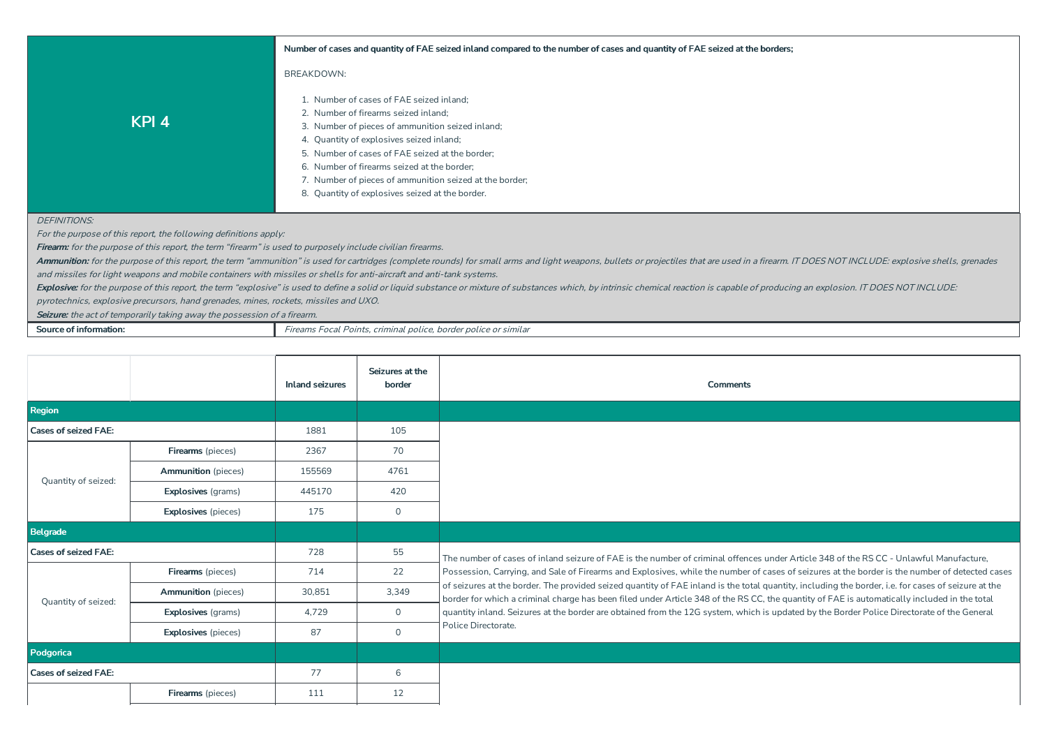| KPI 4 | **Number of cases and quantity of FAE seized inland compared to the number of cases and quantity of FAE seized at the borders;**<br><br>BREAKDOWN:<br><br>1. Number of cases of FAE seized inland;<br>2. Number of firearms seized inland;<br>3. Number of pieces of ammunition seized inland;<br>4. Quantity of explosives seized inland;<br>5. Number of cases of FAE seized at the border;<br>6. Number of firearms seized at the border;<br>7. Number of pieces of ammunition seized at the border;<br>8. Quantity of explosives seized at the border. |
|---|---|

*DEFINITIONS:*
*For the purpose of this report, the following definitions apply:*
***Firearm:*** *for the purpose of this report, the term "firearm" is used to purposely include civilian firearms.*
***Ammunition:*** *for the purpose of this report, the term "ammunition" is used for cartridges (complete rounds) for small arms and light weapons, bullets or projectiles that are used in a firearm. IT DOES NOT INCLUDE: explosive shells, grenades and missiles for light weapons and mobile containers with missiles or shells for anti-aircraft and anti-tank systems.*
***Explosive:*** *for the purpose of this report, the term "explosive" is used to define a solid or liquid substance or mixture of substances which, by intrinsic chemical reaction is capable of producing an explosion. IT DOES NOT INCLUDE: pyrotechnics, explosive precursors, hand grenades, mines, rockets, missiles and UXO.*
***Seizure:*** *the act of temporarily taking away the possession of a firearm.*

| **Source of information:** | *Fireams Focal Points, criminal police, border police or similar* |
|---|---|

| | | Inland seizures | Seizures at the border | Comments |
|---|---|---|---|---|
| **Region** | | | | |
| **Cases of seized FAE:** | | 1881 | 105 | |
| Quantity of seized: | **Firearms** (pieces) | 2367 | 70 | |
| | **Ammunition** (pieces) | 155569 | 4761 | |
| | **Explosives** (grams) | 445170 | 420 | |
| | **Explosives** (pieces) | 175 | 0 | |
| **Belgrade** | | | | |
| **Cases of seized FAE:** | | 728 | 55 | The number of cases of inland seizure of FAE is the number of criminal offences under Article 348 of the RS CC - Unlawful Manufacture, Possession, Carrying, and Sale of Firearms and Explosives, while the number of cases of seizures at the border is the number of detected cases of seizures at the border. The provided seized quantity of FAE inland is the total quantity, including the border, i.e. for cases of seizure at the border for which a criminal charge has been filed under Article 348 of the RS CC, the quantity of FAE is automatically included in the total quantity inland. Seizures at the border are obtained from the 12G system, which is updated by the Border Police Directorate of the General Police Directorate. |
| Quantity of seized: | **Firearms** (pieces) | 714 | 22 | |
| | **Ammunition** (pieces) | 30,851 | 3,349 | |
| | **Explosives** (grams) | 4,729 | 0 | |
| | **Explosives** (pieces) | 87 | 0 | |
| **Podgorica** | | | | |
| **Cases of seized FAE:** | | 77 | 6 | |
| | **Firearms** (pieces) | 111 | 12 | |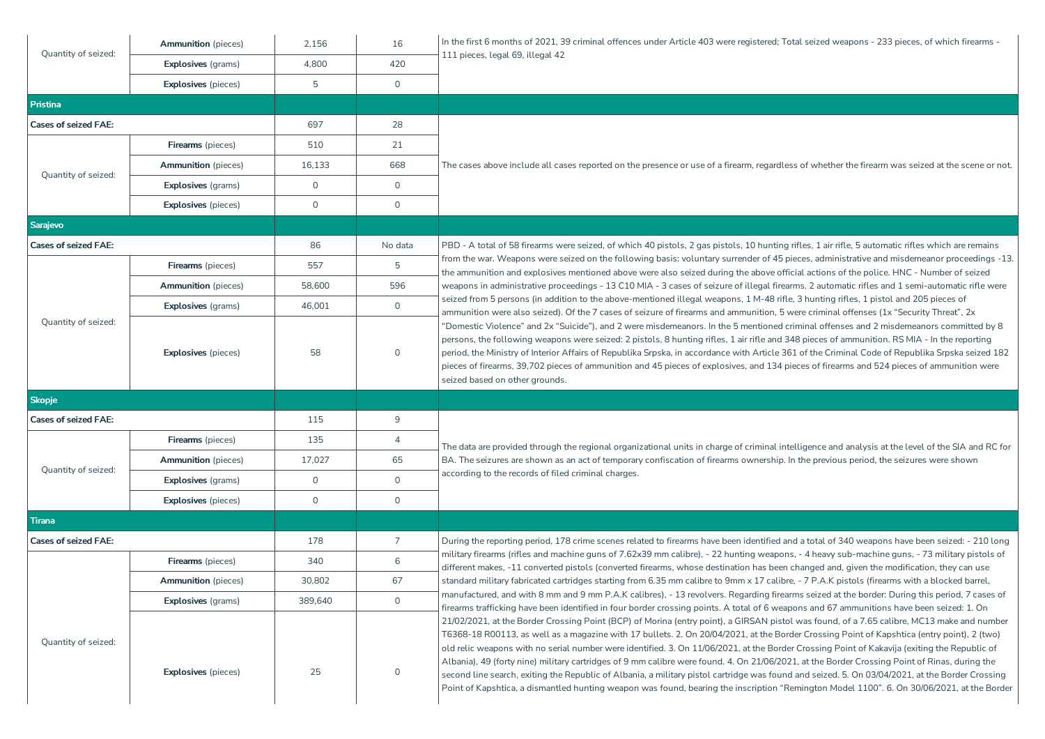| | | | | |
|---|---|---|---|---|
| Quantity of seized: | **Ammunition** (pieces) | 2,156 | 16 | In the first 6 months of 2021, 39 criminal offences under Article 403 were registered; Total seized weapons - 233 pieces, of which firearms - 111 pieces, legal 69, illegal 42 |
| | **Explosives** (grams) | 4,800 | 420 | |
| | **Explosives** (pieces) | 5 | 0 | |
| **Pristina** | | | | |
| **Cases of seized FAE:** | | 697 | 28 | The cases above include all cases reported on the presence or use of a firearm, regardless of whether the firearm was seized at the scene or not. |
| Quantity of seized: | **Firearms** (pieces) | 510 | 21 | |
| | **Ammunition** (pieces) | 16,133 | 668 | |
| | **Explosives** (grams) | 0 | 0 | |
| | **Explosives** (pieces) | 0 | 0 | |
| **Sarajevo** | | | | |
| **Cases of seized FAE:** | | 86 | No data | PBD - A total of 58 firearms were seized, of which 40 pistols, 2 gas pistols, 10 hunting rifles, 1 air rifle, 5 automatic rifles which are remains from the war. Weapons were seized on the following basis: voluntary surrender of 45 pieces, administrative and misdemeanor proceedings -13. the ammunition and explosives mentioned above were also seized during the above official actions of the police. HNC - Number of seized weapons in administrative proceedings - 13 C10 MIA - 3 cases of seizure of illegal firearms. 2 automatic rifles and 1 semi-automatic rifle were seized from 5 persons (in addition to the above-mentioned illegal weapons, 1 M-48 rifle, 3 hunting rifles, 1 pistol and 205 pieces of ammunition were also seized). Of the 7 cases of seizure of firearms and ammunition, 5 were criminal offenses (1x "Security Threat", 2x "Domestic Violence" and 2x "Suicide"), and 2 were misdemeanors. In the 5 mentioned criminal offenses and 2 misdemeanors committed by 8 persons, the following weapons were seized: 2 pistols, 8 hunting rifles, 1 air rifle and 348 pieces of ammunition. RS MIA - In the reporting period, the Ministry of Interior Affairs of Republika Srpska, in accordance with Article 361 of the Criminal Code of Republika Srpska seized 182 pieces of firearms, 39,702 pieces of ammunition and 45 pieces of explosives, and 134 pieces of firearms and 524 pieces of ammunition were seized based on other grounds. |
| Quantity of seized: | **Firearms** (pieces) | 557 | 5 | |
| | **Ammunition** (pieces) | 58,600 | 596 | |
| | **Explosives** (grams) | 46,001 | 0 | |
| | **Explosives** (pieces) | 58 | 0 | |
| **Skopje** | | | | |
| **Cases of seized FAE:** | | 115 | 9 | The data are provided through the regional organizational units in charge of criminal intelligence and analysis at the level of the SIA and RC for BA. The seizures are shown as an act of temporary confiscation of firearms ownership. In the previous period, the seizures were shown according to the records of filed criminal charges. |
| Quantity of seized: | **Firearms** (pieces) | 135 | 4 | |
| | **Ammunition** (pieces) | 17,027 | 65 | |
| | **Explosives** (grams) | 0 | 0 | |
| | **Explosives** (pieces) | 0 | 0 | |
| **Tirana** | | | | |
| **Cases of seized FAE:** | | 178 | 7 | During the reporting period, 178 crime scenes related to firearms have been identified and a total of 340 weapons have been seized: - 210 long military firearms (rifles and machine guns of 7.62x39 mm calibre), - 22 hunting weapons, - 4 heavy sub-machine guns, - 73 military pistols of different makes, -11 converted pistols (converted firearms, whose destination has been changed and, given the modification, they can use standard military fabricated cartridges starting from 6.35 mm calibre to 9mm x 17 calibre, - 7 P.A.K pistols (firearms with a blocked barrel, manufactured, and with 8 mm and 9 mm P.A.K calibres), - 13 revolvers. Regarding firearms seized at the border: During this period, 7 cases of firearms trafficking have been identified in four border crossing points. A total of 6 weapons and 67 ammunitions have been seized: 1. On 21/02/2021, at the Border Crossing Point (BCP) of Morina (entry point), a GIRSAN pistol was found, of a 7.65 calibre, MC13 make and number T6368-18 R00113, as well as a magazine with 17 bullets. 2. On 20/04/2021, at the Border Crossing Point of Kapshtica (entry point), 2 (two) old relic weapons with no serial number were identified. 3. On 11/06/2021, at the Border Crossing Point of Kakavija (exiting the Republic of Albania), 49 (forty nine) military cartridges of 9 mm calibre were found. 4. On 21/06/2021, at the Border Crossing Point of Rinas, during the second line search, exiting the Republic of Albania, a military pistol cartridge was found and seized. 5. On 03/04/2021, at the Border Crossing Point of Kapshtica, a dismantled hunting weapon was found, bearing the inscription "Remington Model 1100". 6. On 30/06/2021, at the Border |
| Quantity of seized: | **Firearms** (pieces) | 340 | 6 | |
| | **Ammunition** (pieces) | 30,802 | 67 | |
| | **Explosives** (grams) | 389,640 | 0 | |
| | **Explosives** (pieces) | 25 | 0 | |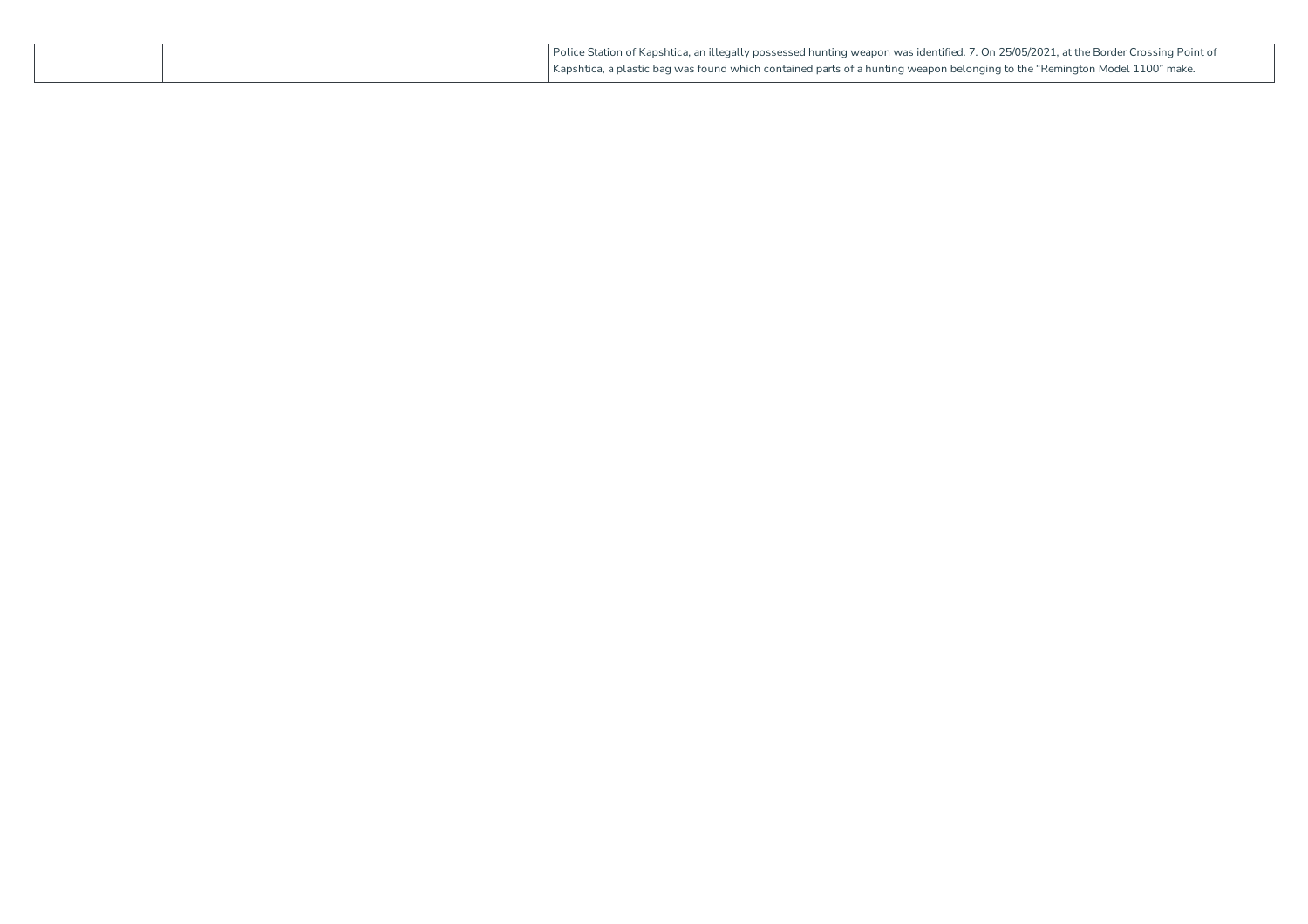|  |  |  |  | Police Station of Kapshtica, an illegally possessed hunting weapon was identified. 7. On 25/05/2021, at the Border Crossing Point of Kapshtica, a plastic bag was found which contained parts of a hunting weapon belonging to the "Remington Model 1100" make. |
|---|---|---|---|---|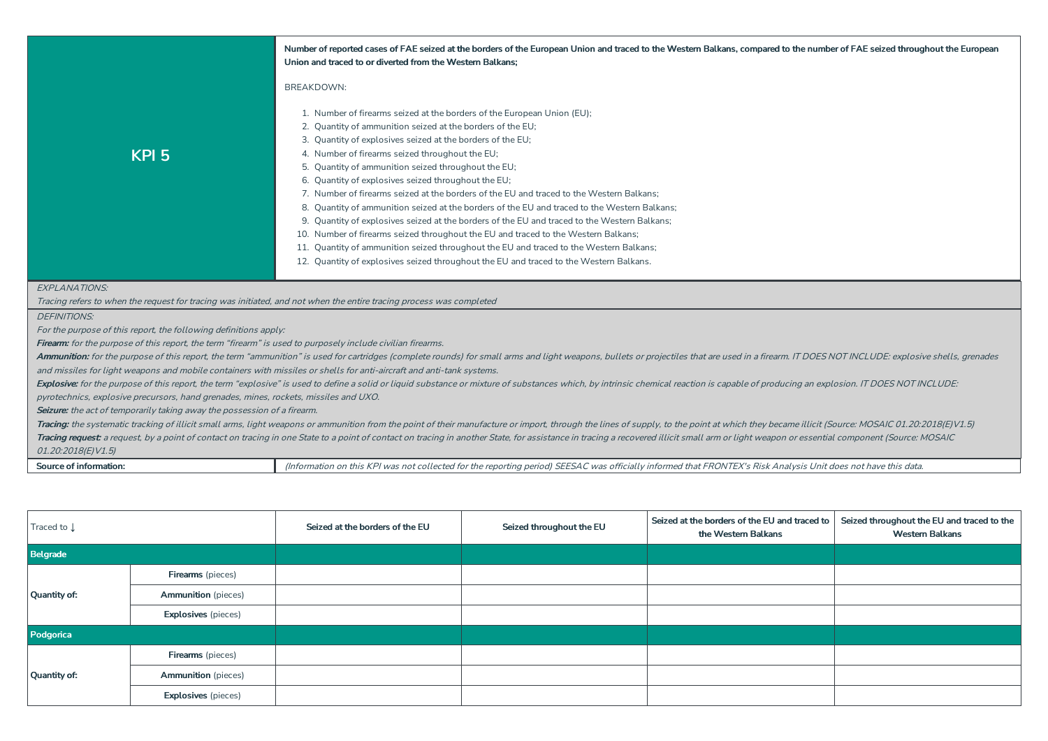## KPI 5

**Number of reported cases of FAE seized at the borders of the European Union and traced to the Western Balkans, compared to the number of FAE seized throughout the European Union and traced to or diverted from the Western Balkans;**

BREAKDOWN:

1. Number of firearms seized at the borders of the European Union (EU);
2. Quantity of ammunition seized at the borders of the EU;
3. Quantity of explosives seized at the borders of the EU;
4. Number of firearms seized throughout the EU;
5. Quantity of ammunition seized throughout the EU;
6. Quantity of explosives seized throughout the EU;
7. Number of firearms seized at the borders of the EU and traced to the Western Balkans;
8. Quantity of ammunition seized at the borders of the EU and traced to the Western Balkans;
9. Quantity of explosives seized at the borders of the EU and traced to the Western Balkans;
10. Number of firearms seized throughout the EU and traced to the Western Balkans;
11. Quantity of ammunition seized throughout the EU and traced to the Western Balkans;
12. Quantity of explosives seized throughout the EU and traced to the Western Balkans.

*EXPLANATIONS:*

*Tracing refers to when the request for tracing was initiated, and not when the entire tracing process was completed*

*DEFINITIONS:*

*For the purpose of this report, the following definitions apply:*

***Firearm:** for the purpose of this report, the term "firearm" is used to purposely include civilian firearms.*

***Ammunition:** for the purpose of this report, the term "ammunition" is used for cartridges (complete rounds) for small arms and light weapons, bullets or projectiles that are used in a firearm. IT DOES NOT INCLUDE: explosive shells, grenades and missiles for light weapons and mobile containers with missiles or shells for anti-aircraft and anti-tank systems.*

***Explosive:** for the purpose of this report, the term "explosive" is used to define a solid or liquid substance or mixture of substances which, by intrinsic chemical reaction is capable of producing an explosion. IT DOES NOT INCLUDE: pyrotechnics, explosive precursors, hand grenades, mines, rockets, missiles and UXO.*

***Seizure:** the act of temporarily taking away the possession of a firearm.*

***Tracing:** the systematic tracking of illicit small arms, light weapons or ammunition from the point of their manufacture or import, through the lines of supply, to the point at which they became illicit (Source: MOSAIC 01.20:2018(E)V1.5)*

***Tracing request:** a request, by a point of contact on tracing in one State to a point of contact on tracing in another State, for assistance in tracing a recovered illicit small arm or light weapon or essential component (Source: MOSAIC 01.20:2018(E)V1.5)*

**Source of information:** *(Information on this KPI was not collected for the reporting period) SEESAC was officially informed that FRONTEX's Risk Analysis Unit does not have this data.*

| Traced to ↓ | | Seized at the borders of the EU | Seized throughout the EU | Seized at the borders of the EU and traced to the Western Balkans | Seized throughout the EU and traced to the Western Balkans |
|---|---|---|---|---|---|
| **Belgrade** | | | | | |
| **Quantity of:** | **Firearms** (pieces) | | | | |
| | **Ammunition** (pieces) | | | | |
| | **Explosives** (pieces) | | | | |
| **Podgorica** | | | | | |
| **Quantity of:** | **Firearms** (pieces) | | | | |
| | **Ammunition** (pieces) | | | | |
| | **Explosives** (pieces) | | | | |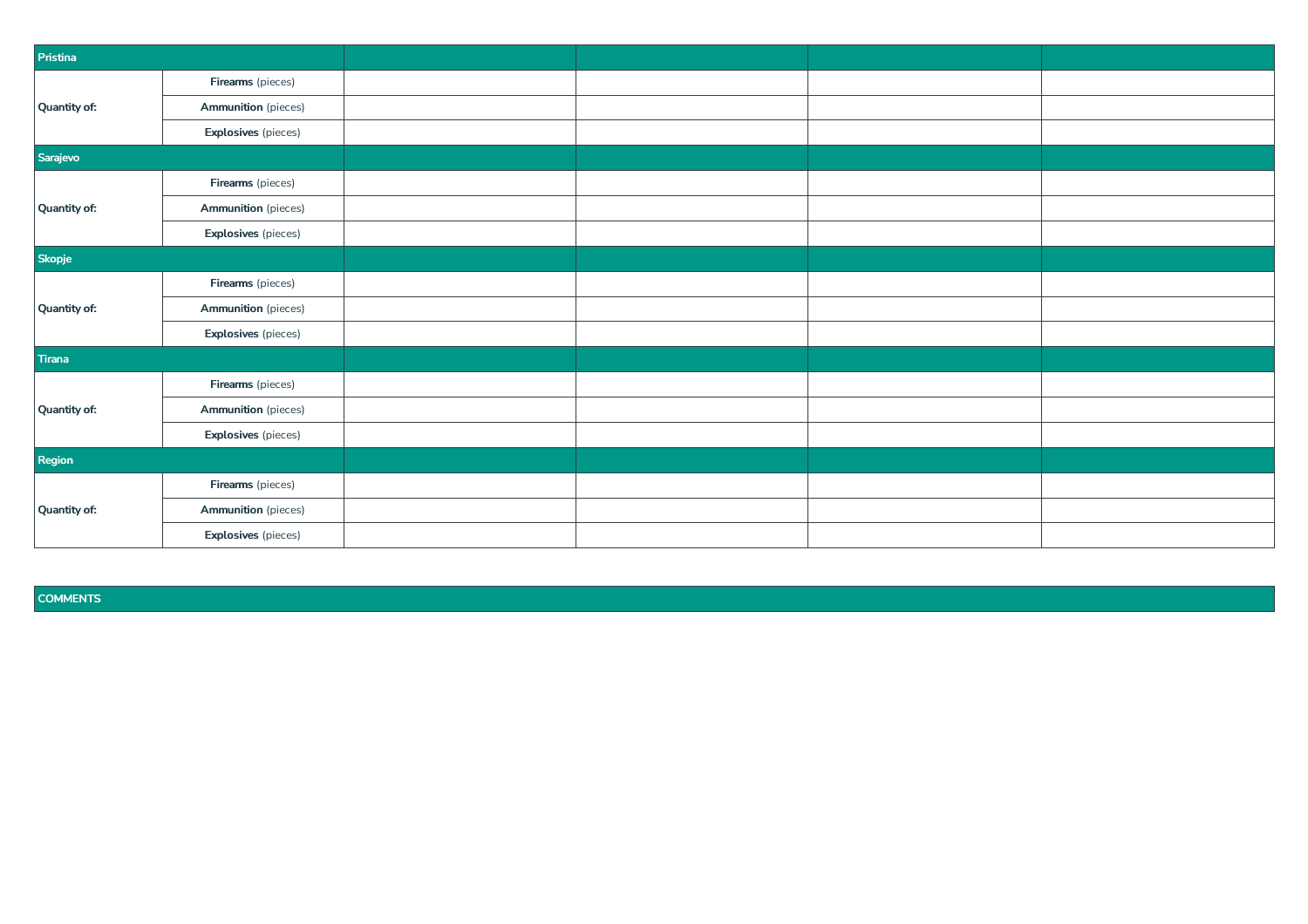| Pristina | | | | | |
|---|---|---|---|---|---|
| Quantity of: | **Firearms** (pieces) | | | | |
| | **Ammunition** (pieces) | | | | |
| | **Explosives** (pieces) | | | | |
| **Sarajevo** | | | | | |
| Quantity of: | **Firearms** (pieces) | | | | |
| | **Ammunition** (pieces) | | | | |
| | **Explosives** (pieces) | | | | |
| **Skopje** | | | | | |
| Quantity of: | **Firearms** (pieces) | | | | |
| | **Ammunition** (pieces) | | | | |
| | **Explosives** (pieces) | | | | |
| **Tirana** | | | | | |
| Quantity of: | **Firearms** (pieces) | | | | |
| | **Ammunition** (pieces) | | | | |
| | **Explosives** (pieces) | | | | |
| **Region** | | | | | |
| Quantity of: | **Firearms** (pieces) | | | | |
| | **Ammunition** (pieces) | | | | |
| | **Explosives** (pieces) | | | | |

| COMMENTS |
|---|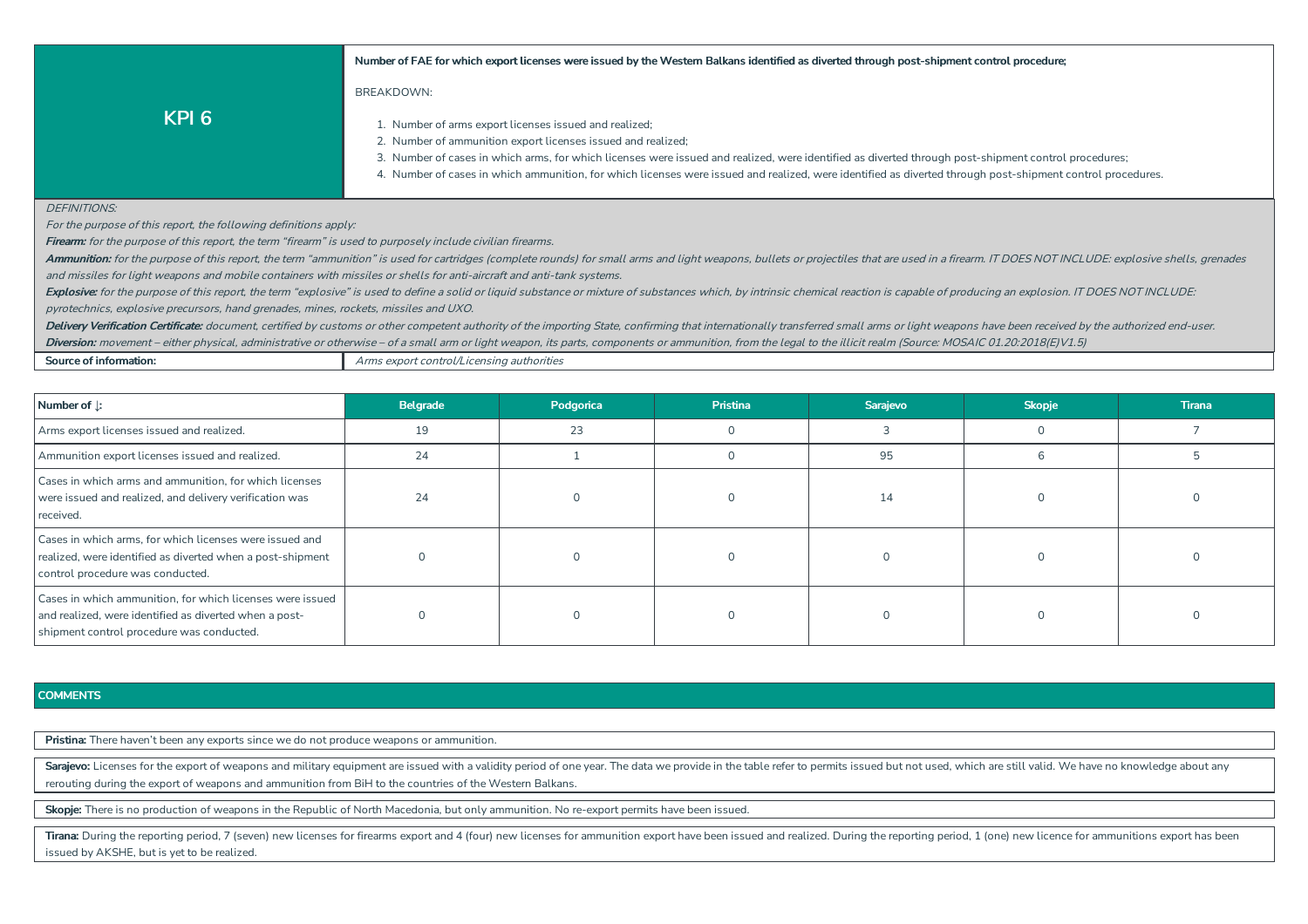| KPI 6 | **Number of FAE for which export licenses were issued by the Western Balkans identified as diverted through post-shipment control procedure;**<br><br>BREAKDOWN:<br><br>1. Number of arms export licenses issued and realized;<br>2. Number of ammunition export licenses issued and realized;<br>3. Number of cases in which arms, for which licenses were issued and realized, were identified as diverted through post-shipment control procedures;<br>4. Number of cases in which ammunition, for which licenses were issued and realized, were identified as diverted through post-shipment control procedures. |
|---|---|

*DEFINITIONS:*

*For the purpose of this report, the following definitions apply:*

***Firearm:*** *for the purpose of this report, the term "firearm" is used to purposely include civilian firearms.*

***Ammunition:*** *for the purpose of this report, the term "ammunition" is used for cartridges (complete rounds) for small arms and light weapons, bullets or projectiles that are used in a firearm. IT DOES NOT INCLUDE: explosive shells, grenades and missiles for light weapons and mobile containers with missiles or shells for anti-aircraft and anti-tank systems.*

***Explosive:*** *for the purpose of this report, the term "explosive" is used to define a solid or liquid substance or mixture of substances which, by intrinsic chemical reaction is capable of producing an explosion. IT DOES NOT INCLUDE: pyrotechnics, explosive precursors, hand grenades, mines, rockets, missiles and UXO.*

***Delivery Verification Certificate:*** *document, certified by customs or other competent authority of the importing State, confirming that internationally transferred small arms or light weapons have been received by the authorized end-user.*

***Diversion:*** *movement – either physical, administrative or otherwise – of a small arm or light weapon, its parts, components or ammunition, from the legal to the illicit realm (Source: MOSAIC 01.20:2018(E)V1.5)*

| **Source of information:** | *Arms export control/Licensing authorities* |
|---|---|

| Number of ↓: | Belgrade | Podgorica | Pristina | Sarajevo | Skopje | Tirana |
|---|---|---|---|---|---|---|
| Arms export licenses issued and realized. | 19 | 23 | 0 | 3 | 0 | 7 |
| Ammunition export licenses issued and realized. | 24 | 1 | 0 | 95 | 6 | 5 |
| Cases in which arms and ammunition, for which licenses were issued and realized, and delivery verification was received. | 24 | 0 | 0 | 14 | 0 | 0 |
| Cases in which arms, for which licenses were issued and realized, were identified as diverted when a post-shipment control procedure was conducted. | 0 | 0 | 0 | 0 | 0 | 0 |
| Cases in which ammunition, for which licenses were issued and realized, were identified as diverted when a post-shipment control procedure was conducted. | 0 | 0 | 0 | 0 | 0 | 0 |

## COMMENTS

**Pristina:** There haven't been any exports since we do not produce weapons or ammunition.

**Sarajevo:** Licenses for the export of weapons and military equipment are issued with a validity period of one year. The data we provide in the table refer to permits issued but not used, which are still valid. We have no knowledge about any rerouting during the export of weapons and ammunition from BiH to the countries of the Western Balkans.

**Skopje:** There is no production of weapons in the Republic of North Macedonia, but only ammunition. No re-export permits have been issued.

**Tirana:** During the reporting period, 7 (seven) new licenses for firearms export and 4 (four) new licenses for ammunition export have been issued and realized. During the reporting period, 1 (one) new licence for ammunitions export has been issued by AKSHE, but is yet to be realized.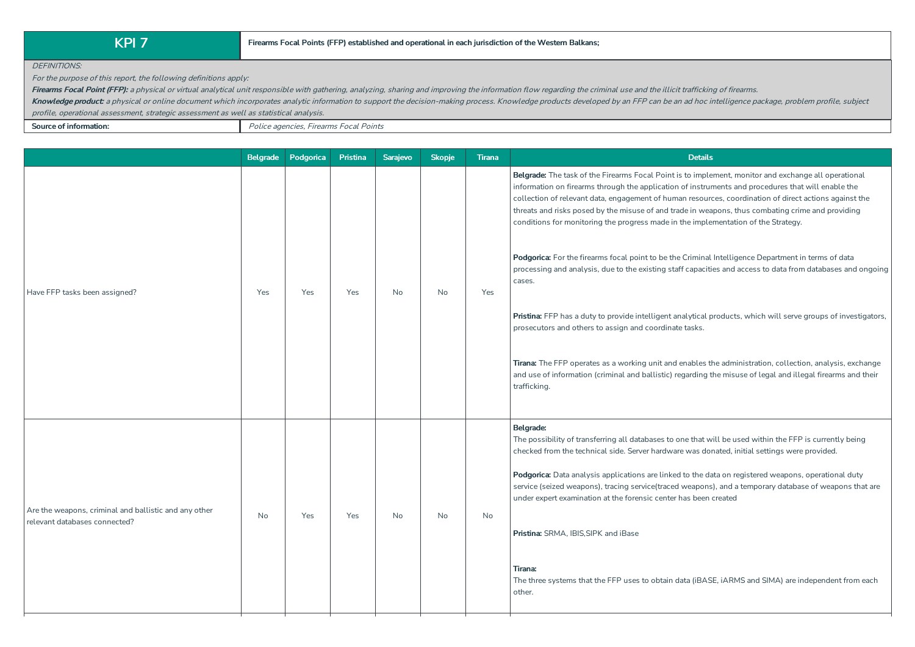| KPI 7 | Firearms Focal Points (FFP) established and operational in each jurisdiction of the Western Balkans; |
|---|---|

*DEFINITIONS:*

*For the purpose of this report, the following definitions apply:*

***Firearms Focal Point (FFP):*** *a physical or virtual analytical unit responsible with gathering, analyzing, sharing and improving the information flow regarding the criminal use and the illicit trafficking of firearms.*

***Knowledge product:*** *a physical or online document which incorporates analytic information to support the decision-making process. Knowledge products developed by an FFP can be an ad hoc intelligence package, problem profile, subject profile, operational assessment, strategic assessment as well as statistical analysis.*

| Source of information: | *Police agencies, Firearms Focal Points* |
|---|---|

| | Belgrade | Podgorica | Pristina | Sarajevo | Skopje | Tirana | Details |
|---|---|---|---|---|---|---|---|
| Have FFP tasks been assigned? | Yes | Yes | Yes | No | No | Yes | **Belgrade:** The task of the Firearms Focal Point is to implement, monitor and exchange all operational information on firearms through the application of instruments and procedures that will enable the collection of relevant data, engagement of human resources, coordination of direct actions against the threats and risks posed by the misuse of and trade in weapons, thus combating crime and providing conditions for monitoring the progress made in the implementation of the Strategy.<br><br>**Podgorica:** For the firearms focal point to be the Criminal Intelligence Department in terms of data processing and analysis, due to the existing staff capacities and access to data from databases and ongoing cases.<br><br>**Pristina:** FFP has a duty to provide intelligent analytical products, which will serve groups of investigators, prosecutors and others to assign and coordinate tasks.<br><br>**Tirana:** The FFP operates as a working unit and enables the administration, collection, analysis, exchange and use of information (criminal and ballistic) regarding the misuse of legal and illegal firearms and their trafficking. |
| Are the weapons, criminal and ballistic and any other relevant databases connected? | No | Yes | Yes | No | No | No | **Belgrade:**<br>The possibility of transferring all databases to one that will be used within the FFP is currently being checked from the technical side. Server hardware was donated, initial settings were provided.<br><br>**Podgorica:** Data analysis applications are linked to the data on registered weapons, operational duty service (seized weapons), tracing service(traced weapons), and a temporary database of weapons that are under expert examination at the forensic center has been created<br><br>**Pristina:** SRMA, IBIS,SIPK and iBase<br><br>**Tirana:**<br>The three systems that the FFP uses to obtain data (iBASE, iARMS and SIMA) are independent from each other. |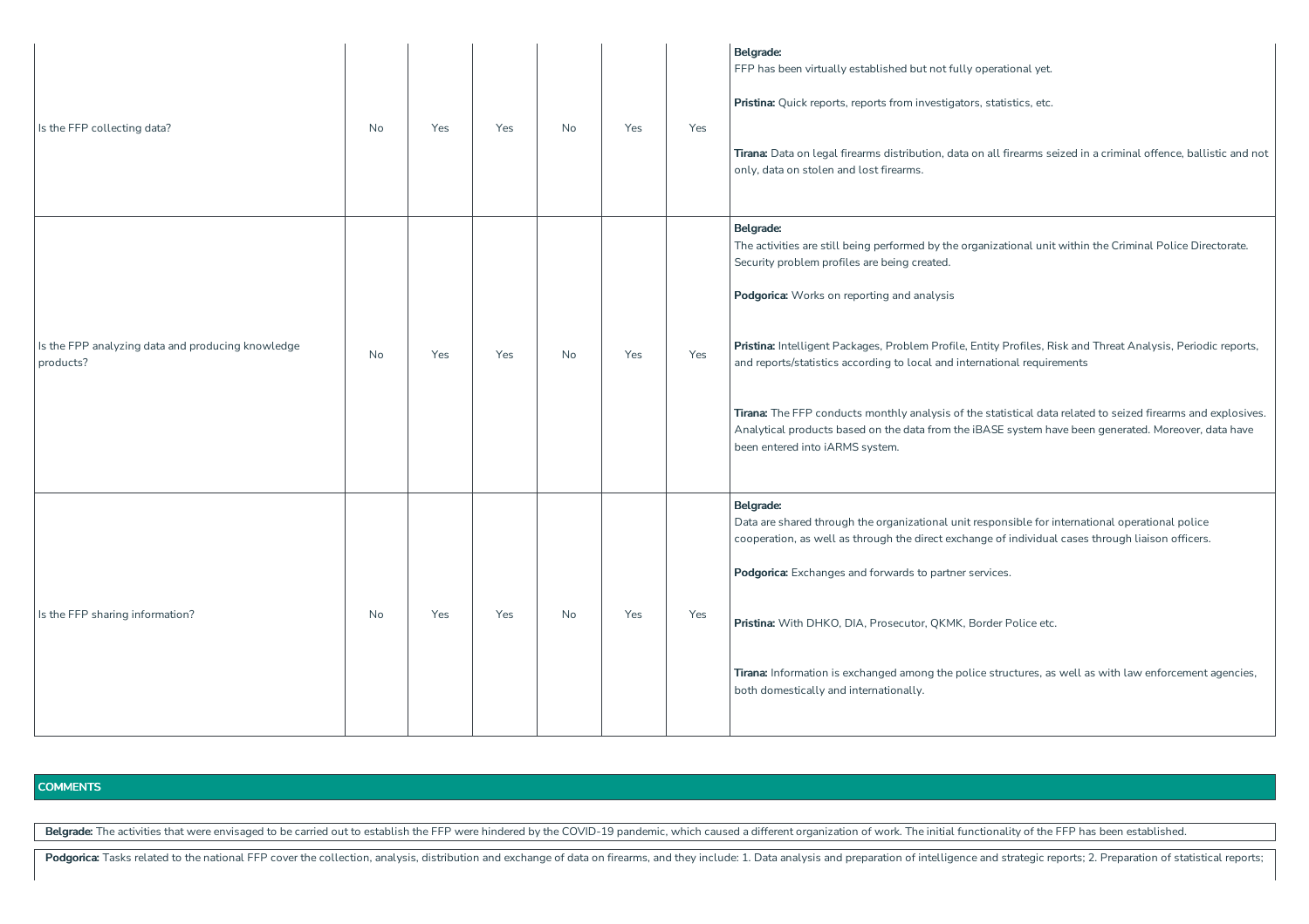| | | | | | | | |
|---|---|---|---|---|---|---|---|
| Is the FFP collecting data? | No | Yes | Yes | No | Yes | Yes | **Belgrade:** FFP has been virtually established but not fully operational yet.<br><br>**Pristina:** Quick reports, reports from investigators, statistics, etc.<br><br>**Tirana:** Data on legal firearms distribution, data on all firearms seized in a criminal offence, ballistic and not only, data on stolen and lost firearms. |
| Is the FPP analyzing data and producing knowledge products? | No | Yes | Yes | No | Yes | Yes | **Belgrade:** The activities are still being performed by the organizational unit within the Criminal Police Directorate. Security problem profiles are being created.<br><br>**Podgorica:** Works on reporting and analysis<br><br>**Pristina:** Intelligent Packages, Problem Profile, Entity Profiles, Risk and Threat Analysis, Periodic reports, and reports/statistics according to local and international requirements<br><br>**Tirana:** The FFP conducts monthly analysis of the statistical data related to seized firearms and explosives. Analytical products based on the data from the iBASE system have been generated. Moreover, data have been entered into iARMS system. |
| Is the FFP sharing information? | No | Yes | Yes | No | Yes | Yes | **Belgrade:** Data are shared through the organizational unit responsible for international operational police cooperation, as well as through the direct exchange of individual cases through liaison officers.<br><br>**Podgorica:** Exchanges and forwards to partner services.<br><br>**Pristina:** With DHKO, DIA, Prosecutor, QKMK, Border Police etc.<br><br>**Tirana:** Information is exchanged among the police structures, as well as with law enforcement agencies, both domestically and internationally. |

**COMMENTS**

**Belgrade:** The activities that were envisaged to be carried out to establish the FFP were hindered by the COVID-19 pandemic, which caused a different organization of work. The initial functionality of the FFP has been established.

**Podgorica:** Tasks related to the national FFP cover the collection, analysis, distribution and exchange of data on firearms, and they include: 1. Data analysis and preparation of intelligence and strategic reports; 2. Preparation of statistical reports;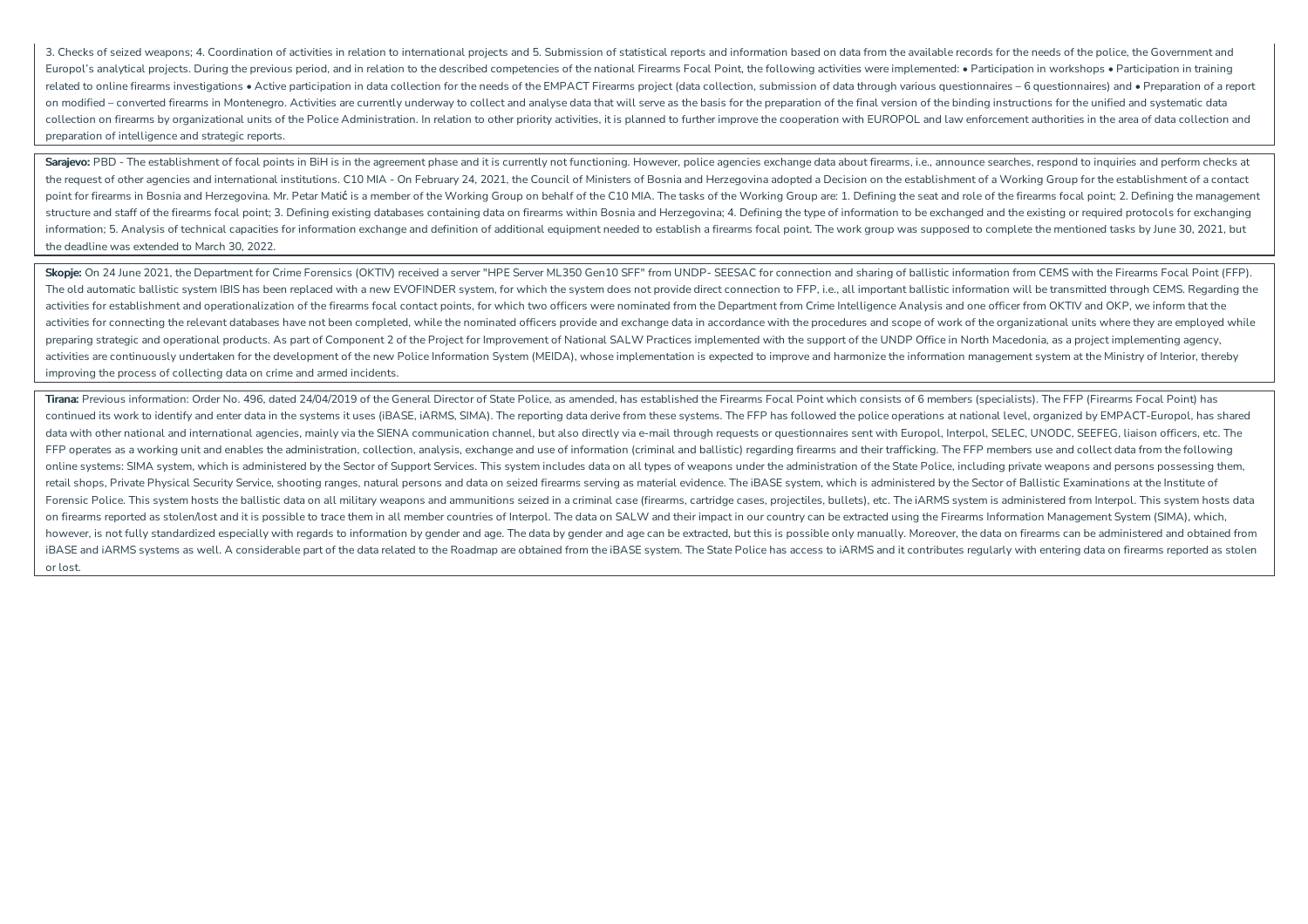3. Checks of seized weapons; 4. Coordination of activities in relation to international projects and 5. Submission of statistical reports and information based on data from the available records for the needs of the police, the Government and Europol's analytical projects. During the previous period, and in relation to the described competencies of the national Firearms Focal Point, the following activities were implemented: • Participation in workshops • Participation in training related to online firearms investigations • Active participation in data collection for the needs of the EMPACT Firearms project (data collection, submission of data through various questionnaires – 6 questionnaires) and • Preparation of a report on modified – converted firearms in Montenegro. Activities are currently underway to collect and analyse data that will serve as the basis for the preparation of the final version of the binding instructions for the unified and systematic data collection on firearms by organizational units of the Police Administration. In relation to other priority activities, it is planned to further improve the cooperation with EUROPOL and law enforcement authorities in the area of data collection and preparation of intelligence and strategic reports.

**Sarajevo:** PBD - The establishment of focal points in BiH is in the agreement phase and it is currently not functioning. However, police agencies exchange data about firearms, i.e., announce searches, respond to inquiries and perform checks at the request of other agencies and international institutions. C10 MIA - On February 24, 2021, the Council of Ministers of Bosnia and Herzegovina adopted a Decision on the establishment of a Working Group for the establishment of a contact point for firearms in Bosnia and Herzegovina. Mr. Petar Matić is a member of the Working Group on behalf of the C10 MIA. The tasks of the Working Group are: 1. Defining the seat and role of the firearms focal point; 2. Defining the management structure and staff of the firearms focal point; 3. Defining existing databases containing data on firearms within Bosnia and Herzegovina; 4. Defining the type of information to be exchanged and the existing or required protocols for exchanging information; 5. Analysis of technical capacities for information exchange and definition of additional equipment needed to establish a firearms focal point. The work group was supposed to complete the mentioned tasks by June 30, 2021, but the deadline was extended to March 30, 2022.

**Skopje:** On 24 June 2021, the Department for Crime Forensics (OKTIV) received a server "HPE Server ML350 Gen10 SFF" from UNDP- SEESAC for connection and sharing of ballistic information from CEMS with the Firearms Focal Point (FFP). The old automatic ballistic system IBIS has been replaced with a new EVOFINDER system, for which the system does not provide direct connection to FFP, i.e., all important ballistic information will be transmitted through CEMS. Regarding the activities for establishment and operationalization of the firearms focal contact points, for which two officers were nominated from the Department from Crime Intelligence Analysis and one officer from OKTIV and OKP, we inform that the activities for connecting the relevant databases have not been completed, while the nominated officers provide and exchange data in accordance with the procedures and scope of work of the organizational units where they are employed while preparing strategic and operational products. As part of Component 2 of the Project for Improvement of National SALW Practices implemented with the support of the UNDP Office in North Macedonia, as a project implementing agency, activities are continuously undertaken for the development of the new Police Information System (MEIDA), whose implementation is expected to improve and harmonize the information management system at the Ministry of Interior, thereby improving the process of collecting data on crime and armed incidents.

**Tirana:** Previous information: Order No. 496, dated 24/04/2019 of the General Director of State Police, as amended, has established the Firearms Focal Point which consists of 6 members (specialists). The FFP (Firearms Focal Point) has continued its work to identify and enter data in the systems it uses (iBASE, iARMS, SIMA). The reporting data derive from these systems. The FFP has followed the police operations at national level, organized by EMPACT-Europol, has shared data with other national and international agencies, mainly via the SIENA communication channel, but also directly via e-mail through requests or questionnaires sent with Europol, Interpol, SELEC, UNODC, SEEFEG, liaison officers, etc. The FFP operates as a working unit and enables the administration, collection, analysis, exchange and use of information (criminal and ballistic) regarding firearms and their trafficking. The FFP members use and collect data from the following online systems: SIMA system, which is administered by the Sector of Support Services. This system includes data on all types of weapons under the administration of the State Police, including private weapons and persons possessing them, retail shops, Private Physical Security Service, shooting ranges, natural persons and data on seized firearms serving as material evidence. The iBASE system, which is administered by the Sector of Ballistic Examinations at the Institute of Forensic Police. This system hosts the ballistic data on all military weapons and ammunitions seized in a criminal case (firearms, cartridge cases, projectiles, bullets), etc. The iARMS system is administered from Interpol. This system hosts data on firearms reported as stolen/lost and it is possible to trace them in all member countries of Interpol. The data on SALW and their impact in our country can be extracted using the Firearms Information Management System (SIMA), which, however, is not fully standardized especially with regards to information by gender and age. The data by gender and age can be extracted, but this is possible only manually. Moreover, the data on firearms can be administered and obtained from iBASE and iARMS systems as well. A considerable part of the data related to the Roadmap are obtained from the iBASE system. The State Police has access to iARMS and it contributes regularly with entering data on firearms reported as stolen or lost.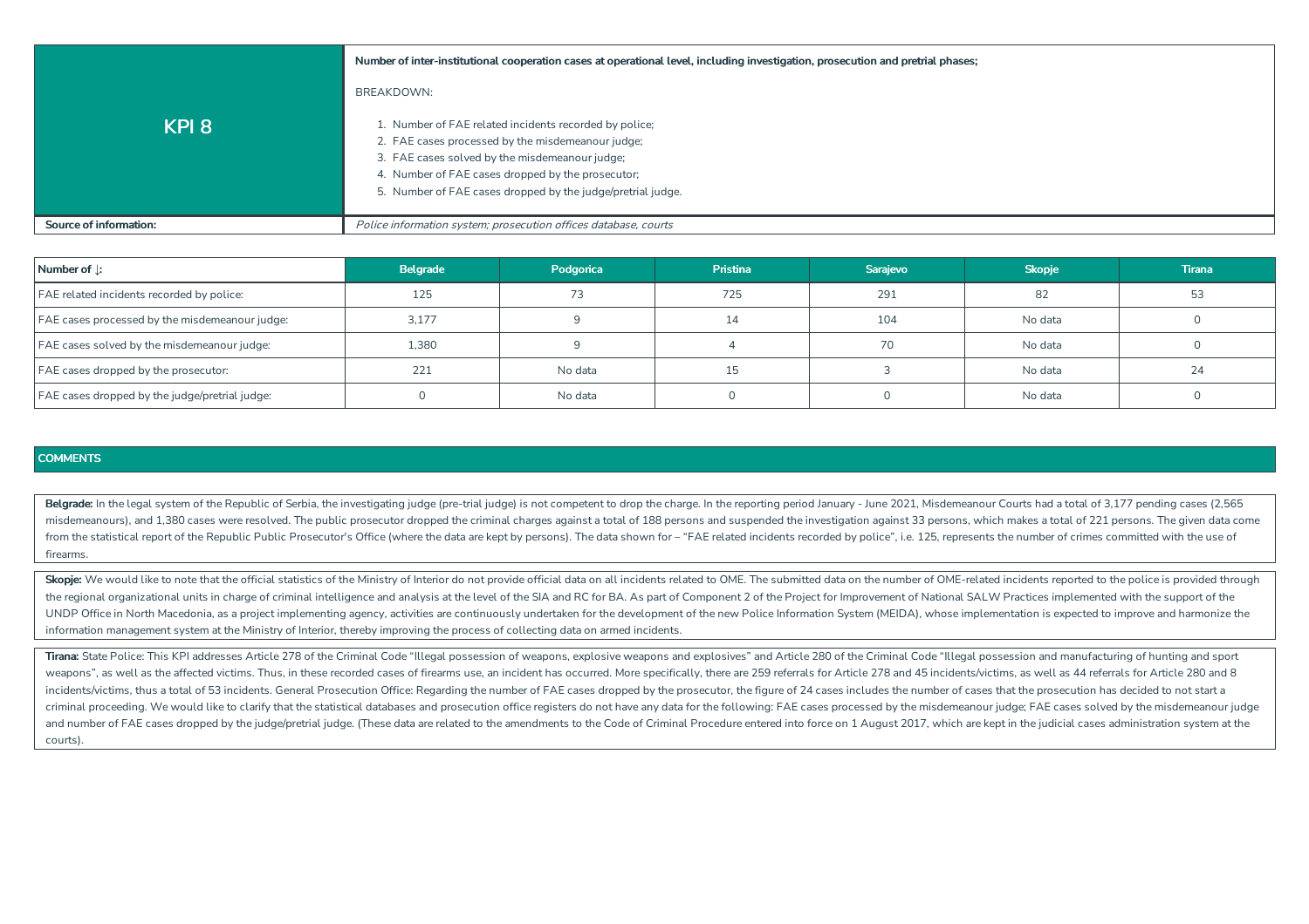| KPI 8 | **Number of inter-institutional cooperation cases at operational level, including investigation, prosecution and pretrial phases;**<br><br>BREAKDOWN:<br><br>1. Number of FAE related incidents recorded by police;<br>2. FAE cases processed by the misdemeanour judge;<br>3. FAE cases solved by the misdemeanour judge;<br>4. Number of FAE cases dropped by the prosecutor;<br>5. Number of FAE cases dropped by the judge/pretrial judge. |
|---|---|
| **Source of information:** | *Police information system; prosecution offices database, courts* |

| Number of ↓: | Belgrade | Podgorica | Pristina | Sarajevo | Skopje | Tirana |
|---|---|---|---|---|---|---|
| FAE related incidents recorded by police: | 125 | 73 | 725 | 291 | 82 | 53 |
| FAE cases processed by the misdemeanour judge: | 3,177 | 9 | 14 | 104 | No data | 0 |
| FAE cases solved by the misdemeanour judge: | 1,380 | 9 | 4 | 70 | No data | 0 |
| FAE cases dropped by the prosecutor: | 221 | No data | 15 | 3 | No data | 24 |
| FAE cases dropped by the judge/pretrial judge: | 0 | No data | 0 | 0 | No data | 0 |

## COMMENTS

**Belgrade:** In the legal system of the Republic of Serbia, the investigating judge (pre-trial judge) is not competent to drop the charge. In the reporting period January - June 2021, Misdemeanour Courts had a total of 3,177 pending cases (2,565 misdemeanours), and 1,380 cases were resolved. The public prosecutor dropped the criminal charges against a total of 188 persons and suspended the investigation against 33 persons, which makes a total of 221 persons. The given data come from the statistical report of the Republic Public Prosecutor's Office (where the data are kept by persons). The data shown for – "FAE related incidents recorded by police", i.e. 125, represents the number of crimes committed with the use of firearms.

**Skopje:** We would like to note that the official statistics of the Ministry of Interior do not provide official data on all incidents related to OME. The submitted data on the number of OME-related incidents reported to the police is provided through the regional organizational units in charge of criminal intelligence and analysis at the level of the SIA and RC for BA. As part of Component 2 of the Project for Improvement of National SALW Practices implemented with the support of the UNDP Office in North Macedonia, as a project implementing agency, activities are continuously undertaken for the development of the new Police Information System (MEIDA), whose implementation is expected to improve and harmonize the information management system at the Ministry of Interior, thereby improving the process of collecting data on armed incidents.

**Tirana:** State Police: This KPI addresses Article 278 of the Criminal Code "Illegal possession of weapons, explosive weapons and explosives" and Article 280 of the Criminal Code "Illegal possession and manufacturing of hunting and sport weapons", as well as the affected victims. Thus, in these recorded cases of firearms use, an incident has occurred. More specifically, there are 259 referrals for Article 278 and 45 incidents/victims, as well as 44 referrals for Article 280 and 8 incidents/victims, thus a total of 53 incidents. General Prosecution Office: Regarding the number of FAE cases dropped by the prosecutor, the figure of 24 cases includes the number of cases that the prosecution has decided to not start a criminal proceeding. We would like to clarify that the statistical databases and prosecution office registers do not have any data for the following: FAE cases processed by the misdemeanour judge; FAE cases solved by the misdemeanour judge and number of FAE cases dropped by the judge/pretrial judge. (These data are related to the amendments to the Code of Criminal Procedure entered into force on 1 August 2017, which are kept in the judicial cases administration system at the courts).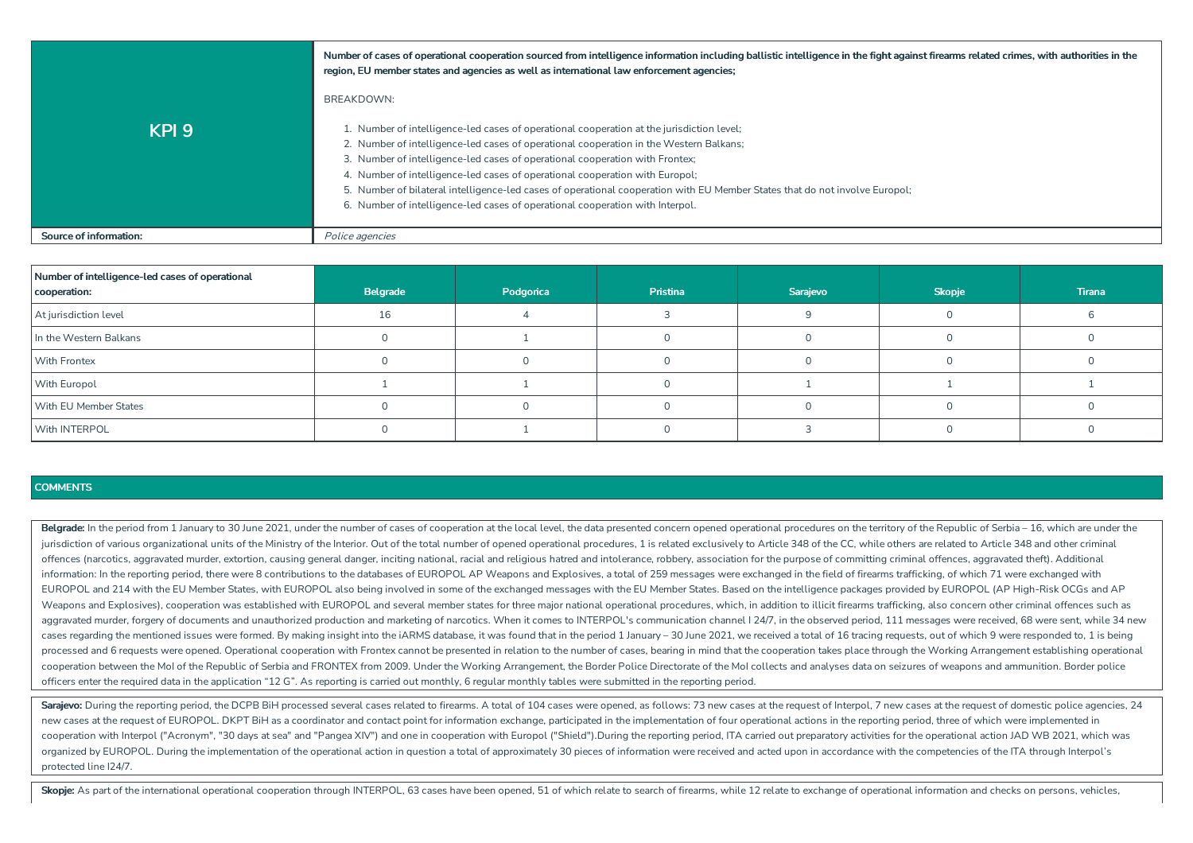| KPI 9 | **Number of cases of operational cooperation sourced from intelligence information including ballistic intelligence in the fight against firearms related crimes, with authorities in the region, EU member states and agencies as well as international law enforcement agencies;** BREAKDOWN: 1. Number of intelligence-led cases of operational cooperation at the jurisdiction level; 2. Number of intelligence-led cases of operational cooperation in the Western Balkans; 3. Number of intelligence-led cases of operational cooperation with Frontex; 4. Number of intelligence-led cases of operational cooperation with Europol; 5. Number of bilateral intelligence-led cases of operational cooperation with EU Member States that do not involve Europol; 6. Number of intelligence-led cases of operational cooperation with Interpol. |
|---|---|
| **Source of information:** | *Police agencies* |

| Number of intelligence-led cases of operational cooperation: | Belgrade | Podgorica | Pristina | Sarajevo | Skopje | Tirana |
|---|---|---|---|---|---|---|
| At jurisdiction level | 16 | 4 | 3 | 9 | 0 | 6 |
| In the Western Balkans | 0 | 1 | 0 | 0 | 0 | 0 |
| With Frontex | 0 | 0 | 0 | 0 | 0 | 0 |
| With Europol | 1 | 1 | 0 | 1 | 1 | 1 |
| With EU Member States | 0 | 0 | 0 | 0 | 0 | 0 |
| With INTERPOL | 0 | 1 | 0 | 3 | 0 | 0 |

**COMMENTS**

**Belgrade:** In the period from 1 January to 30 June 2021, under the number of cases of cooperation at the local level, the data presented concern opened operational procedures on the territory of the Republic of Serbia – 16, which are under the jurisdiction of various organizational units of the Ministry of the Interior. Out of the total number of opened operational procedures, 1 is related exclusively to Article 348 of the CC, while others are related to Article 348 and other criminal offences (narcotics, aggravated murder, extortion, causing general danger, inciting national, racial and religious hatred and intolerance, robbery, association for the purpose of committing criminal offences, aggravated theft). Additional information: In the reporting period, there were 8 contributions to the databases of EUROPOL AP Weapons and Explosives, a total of 259 messages were exchanged in the field of firearms trafficking, of which 71 were exchanged with EUROPOL and 214 with the EU Member States, with EUROPOL also being involved in some of the exchanged messages with the EU Member States. Based on the intelligence packages provided by EUROPOL (AP High-Risk OCGs and AP Weapons and Explosives), cooperation was established with EUROPOL and several member states for three major national operational procedures, which, in addition to illicit firearms trafficking, also concern other criminal offences such as aggravated murder, forgery of documents and unauthorized production and marketing of narcotics. When it comes to INTERPOL's communication channel I 24/7, in the observed period, 111 messages were received, 68 were sent, while 34 new cases regarding the mentioned issues were formed. By making insight into the iARMS database, it was found that in the period 1 January – 30 June 2021, we received a total of 16 tracing requests, out of which 9 were responded to, 1 is being processed and 6 requests were opened. Operational cooperation with Frontex cannot be presented in relation to the number of cases, bearing in mind that the cooperation takes place through the Working Arrangement establishing operational cooperation between the MoI of the Republic of Serbia and FRONTEX from 2009. Under the Working Arrangement, the Border Police Directorate of the MoI collects and analyses data on seizures of weapons and ammunition. Border police officers enter the required data in the application "12 G". As reporting is carried out monthly, 6 regular monthly tables were submitted in the reporting period.

**Sarajevo:** During the reporting period, the DCPB BiH processed several cases related to firearms. A total of 104 cases were opened, as follows: 73 new cases at the request of Interpol, 7 new cases at the request of domestic police agencies, 24 new cases at the request of EUROPOL. DKPT BiH as a coordinator and contact point for information exchange, participated in the implementation of four operational actions in the reporting period, three of which were implemented in cooperation with Interpol ("Acronym", "30 days at sea" and "Pangea XIV") and one in cooperation with Europol ("Shield").During the reporting period, ITA carried out preparatory activities for the operational action JAD WB 2021, which was organized by EUROPOL. During the implementation of the operational action in question a total of approximately 30 pieces of information were received and acted upon in accordance with the competencies of the ITA through Interpol's protected line I24/7.

**Skopje:** As part of the international operational cooperation through INTERPOL, 63 cases have been opened, 51 of which relate to search of firearms, while 12 relate to exchange of operational information and checks on persons, vehicles,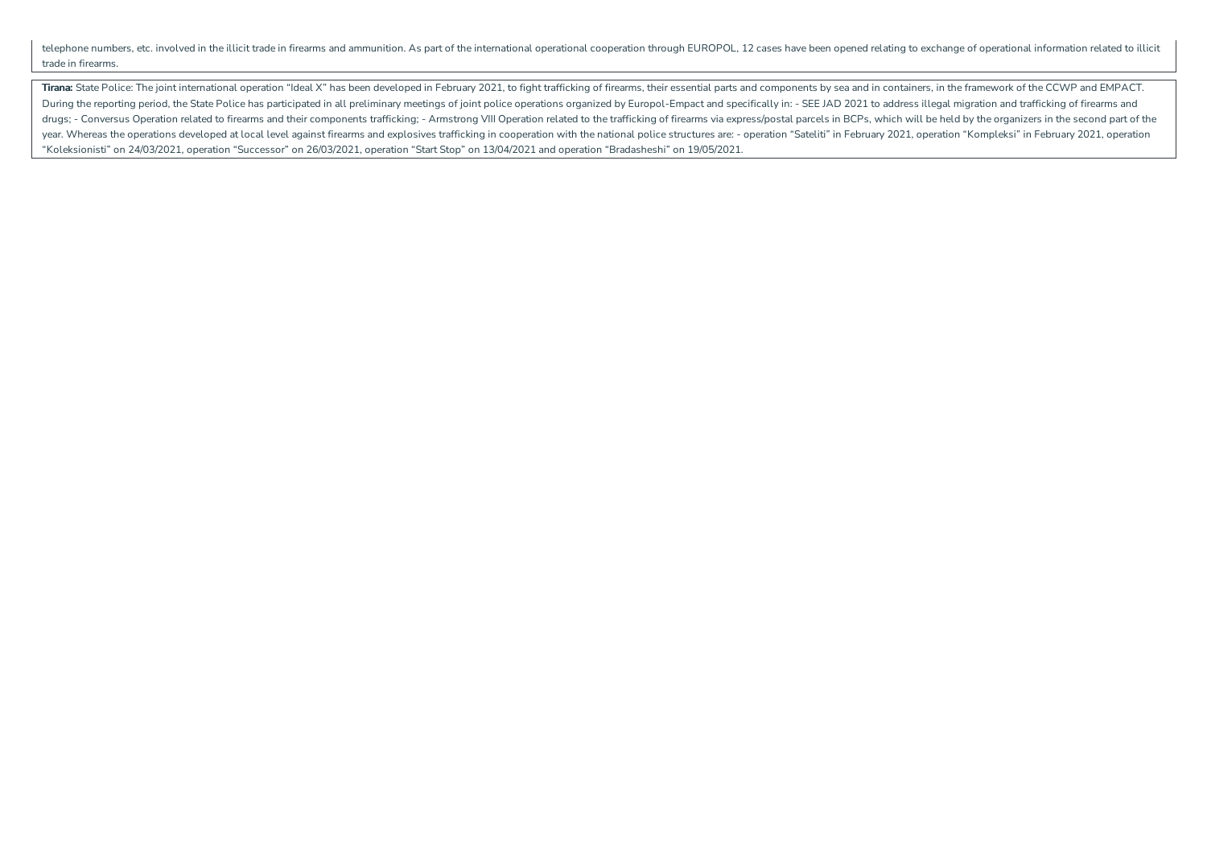| |
|---|
| telephone numbers, etc. involved in the illicit trade in firearms and ammunition. As part of the international operational cooperation through EUROPOL, 12 cases have been opened relating to exchange of operational information related to illicit trade in firearms. |
| **Tirana:** State Police: The joint international operation "Ideal X" has been developed in February 2021, to fight trafficking of firearms, their essential parts and components by sea and in containers, in the framework of the CCWP and EMPACT. During the reporting period, the State Police has participated in all preliminary meetings of joint police operations organized by Europol-Empact and specifically in: - SEE JAD 2021 to address illegal migration and trafficking of firearms and drugs; - Conversus Operation related to firearms and their components trafficking; - Armstrong VIII Operation related to the trafficking of firearms via express/postal parcels in BCPs, which will be held by the organizers in the second part of the year. Whereas the operations developed at local level against firearms and explosives trafficking in cooperation with the national police structures are: - operation "Sateliti" in February 2021, operation "Kompleksi" in February 2021, operation "Koleksionisti" on 24/03/2021, operation "Successor" on 26/03/2021, operation "Start Stop" on 13/04/2021 and operation "Bradasheshi" on 19/05/2021. |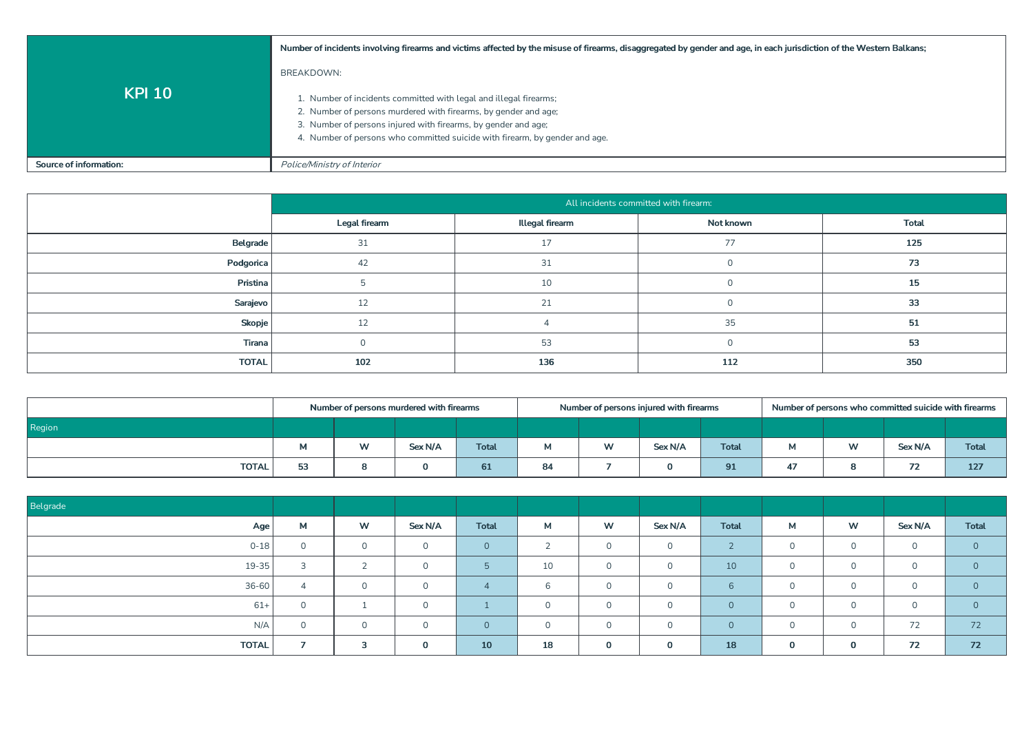| KPI 10 | **Number of incidents involving firearms and victims affected by the misuse of firearms, disaggregated by gender and age, in each jurisdiction of the Western Balkans;**<br><br>BREAKDOWN:<br><br>1. Number of incidents committed with legal and illegal firearms;<br>2. Number of persons murdered with firearms, by gender and age;<br>3. Number of persons injured with firearms, by gender and age;<br>4. Number of persons who committed suicide with firearm, by gender and age. |
|---|---|
| **Source of information:** | *Police/Ministry of Interior* |

| | All incidents committed with firearm: | | | |
|---|---|---|---|---|
| | **Legal firearm** | **Illegal firearm** | **Not known** | **Total** |
| **Belgrade** | 31 | 17 | 77 | **125** |
| **Podgorica** | 42 | 31 | 0 | **73** |
| **Pristina** | 5 | 10 | 0 | **15** |
| **Sarajevo** | 12 | 21 | 0 | **33** |
| **Skopje** | 12 | 4 | 35 | **51** |
| **Tirana** | 0 | 53 | 0 | **53** |
| **TOTAL** | **102** | **136** | **112** | **350** |

| | **Number of persons murdered with firearms** | | | | **Number of persons injured with firearms** | | | | **Number of persons who committed suicide with firearms** | | | |
|---|---|---|---|---|---|---|---|---|---|---|---|---|
| Region | | | | | | | | | | | | |
| | **M** | **W** | **Sex N/A** | **Total** | **M** | **W** | **Sex N/A** | **Total** | **M** | **W** | **Sex N/A** | **Total** |
| **TOTAL** | **53** | **8** | **0** | **61** | **84** | **7** | **0** | **91** | **47** | **8** | **72** | **127** |

| Belgrade | | | | | | | | | | | | |
|---|---|---|---|---|---|---|---|---|---|---|---|---|
| **Age** | **M** | **W** | **Sex N/A** | **Total** | **M** | **W** | **Sex N/A** | **Total** | **M** | **W** | **Sex N/A** | **Total** |
| 0-18 | 0 | 0 | 0 | 0 | 2 | 0 | 0 | 2 | 0 | 0 | 0 | 0 |
| 19-35 | 3 | 2 | 0 | 5 | 10 | 0 | 0 | 10 | 0 | 0 | 0 | 0 |
| 36-60 | 4 | 0 | 0 | 4 | 6 | 0 | 0 | 6 | 0 | 0 | 0 | 0 |
| 61+ | 0 | 1 | 0 | 1 | 0 | 0 | 0 | 0 | 0 | 0 | 0 | 0 |
| N/A | 0 | 0 | 0 | 0 | 0 | 0 | 0 | 0 | 0 | 0 | 72 | 72 |
| **TOTAL** | **7** | **3** | **0** | **10** | **18** | **0** | **0** | **18** | **0** | **0** | **72** | **72** |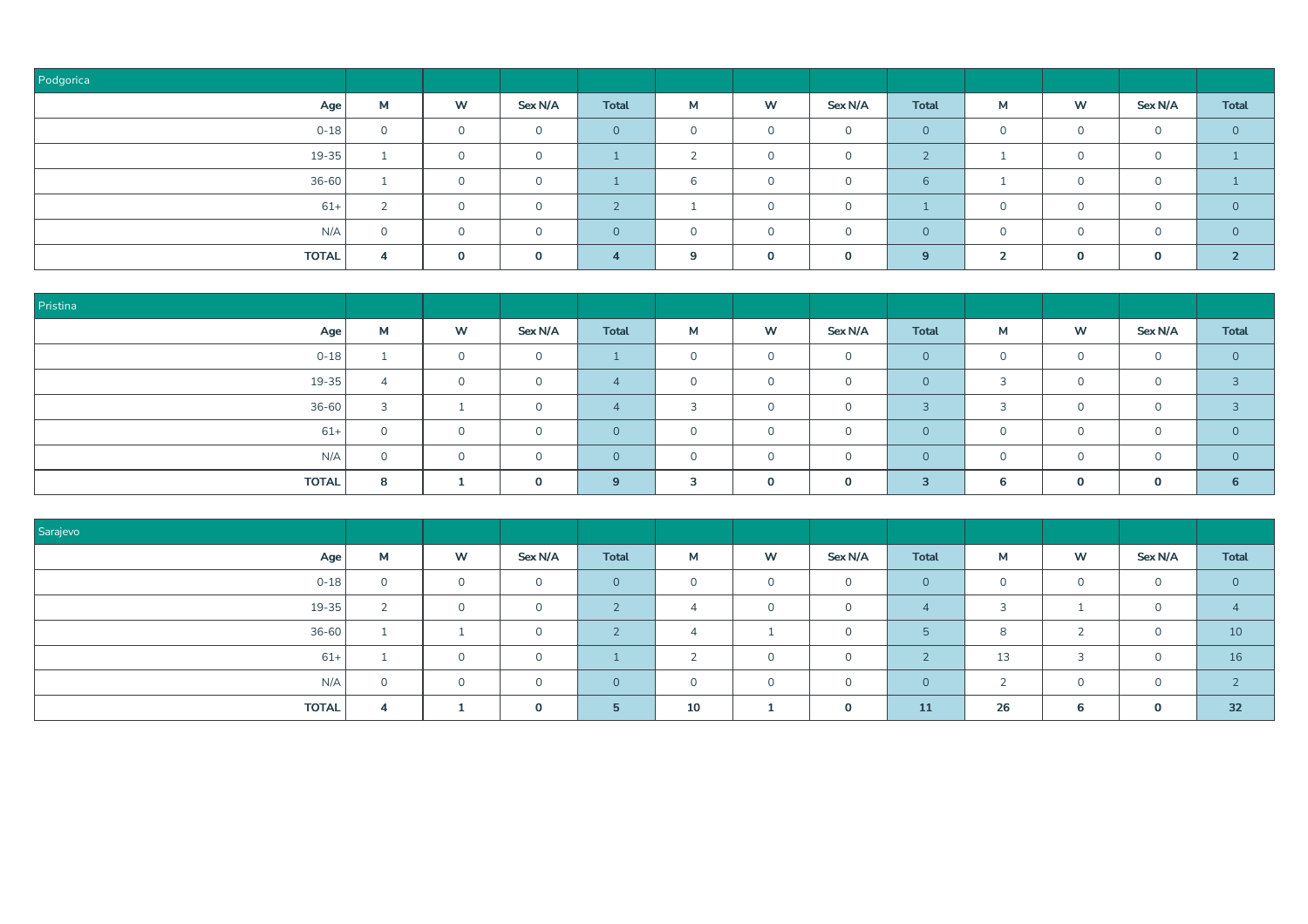| Podgorica | | | | | | | | | | | | |
|---|---|---|---|---|---|---|---|---|---|---|---|---|
| Age | M | W | Sex N/A | Total | M | W | Sex N/A | Total | M | W | Sex N/A | Total |
| 0-18 | 0 | 0 | 0 | 0 | 0 | 0 | 0 | 0 | 0 | 0 | 0 | 0 |
| 19-35 | 1 | 0 | 0 | 1 | 2 | 0 | 0 | 2 | 1 | 0 | 0 | 1 |
| 36-60 | 1 | 0 | 0 | 1 | 6 | 0 | 0 | 6 | 1 | 0 | 0 | 1 |
| 61+ | 2 | 0 | 0 | 2 | 1 | 0 | 0 | 1 | 0 | 0 | 0 | 0 |
| N/A | 0 | 0 | 0 | 0 | 0 | 0 | 0 | 0 | 0 | 0 | 0 | 0 |
| **TOTAL** | **4** | **0** | **0** | **4** | **9** | **0** | **0** | **9** | **2** | **0** | **0** | **2** |

| Pristina | | | | | | | | | | | | |
|---|---|---|---|---|---|---|---|---|---|---|---|---|
| Age | M | W | Sex N/A | Total | M | W | Sex N/A | Total | M | W | Sex N/A | Total |
| 0-18 | 1 | 0 | 0 | 1 | 0 | 0 | 0 | 0 | 0 | 0 | 0 | 0 |
| 19-35 | 4 | 0 | 0 | 4 | 0 | 0 | 0 | 0 | 3 | 0 | 0 | 3 |
| 36-60 | 3 | 1 | 0 | 4 | 3 | 0 | 0 | 3 | 3 | 0 | 0 | 3 |
| 61+ | 0 | 0 | 0 | 0 | 0 | 0 | 0 | 0 | 0 | 0 | 0 | 0 |
| N/A | 0 | 0 | 0 | 0 | 0 | 0 | 0 | 0 | 0 | 0 | 0 | 0 |
| **TOTAL** | **8** | **1** | **0** | **9** | **3** | **0** | **0** | **3** | **6** | **0** | **0** | **6** |

| Sarajevo | | | | | | | | | | | | |
|---|---|---|---|---|---|---|---|---|---|---|---|---|
| Age | M | W | Sex N/A | Total | M | W | Sex N/A | Total | M | W | Sex N/A | Total |
| 0-18 | 0 | 0 | 0 | 0 | 0 | 0 | 0 | 0 | 0 | 0 | 0 | 0 |
| 19-35 | 2 | 0 | 0 | 2 | 4 | 0 | 0 | 4 | 3 | 1 | 0 | 4 |
| 36-60 | 1 | 1 | 0 | 2 | 4 | 1 | 0 | 5 | 8 | 2 | 0 | 10 |
| 61+ | 1 | 0 | 0 | 1 | 2 | 0 | 0 | 2 | 13 | 3 | 0 | 16 |
| N/A | 0 | 0 | 0 | 0 | 0 | 0 | 0 | 0 | 2 | 0 | 0 | 2 |
| **TOTAL** | **4** | **1** | **0** | **5** | **10** | **1** | **0** | **11** | **26** | **6** | **0** | **32** |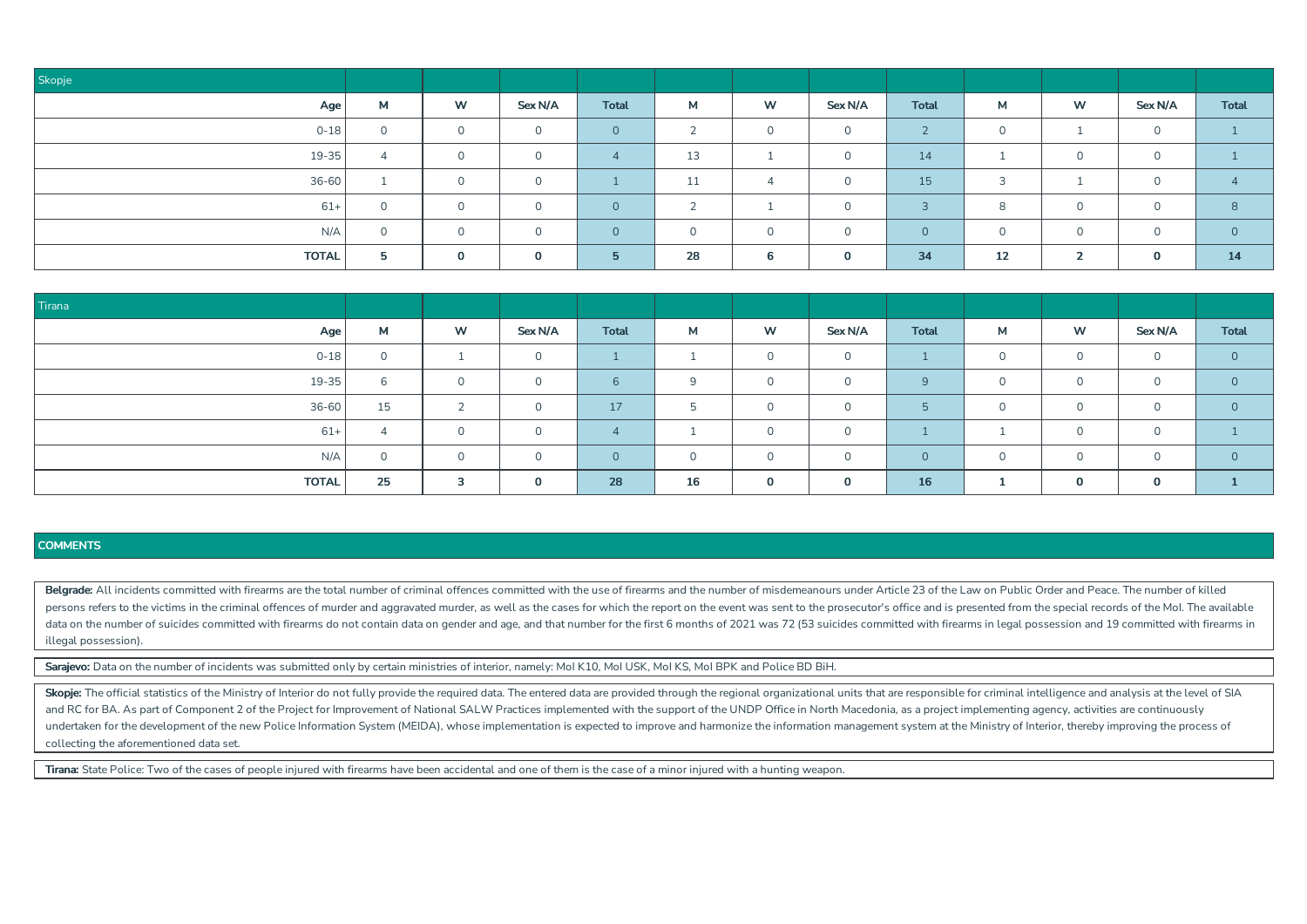| Skopje | | | | | | | | | | | | |
|---|---|---|---|---|---|---|---|---|---|---|---|---|
| Age | M | W | Sex N/A | Total | M | W | Sex N/A | Total | M | W | Sex N/A | Total |
| 0-18 | 0 | 0 | 0 | 0 | 2 | 0 | 0 | 2 | 0 | 1 | 0 | 1 |
| 19-35 | 4 | 0 | 0 | 4 | 13 | 1 | 0 | 14 | 1 | 0 | 0 | 1 |
| 36-60 | 1 | 0 | 0 | 1 | 11 | 4 | 0 | 15 | 3 | 1 | 0 | 4 |
| 61+ | 0 | 0 | 0 | 0 | 2 | 1 | 0 | 3 | 8 | 0 | 0 | 8 |
| N/A | 0 | 0 | 0 | 0 | 0 | 0 | 0 | 0 | 0 | 0 | 0 | 0 |
| **TOTAL** | **5** | **0** | **0** | **5** | **28** | **6** | **0** | **34** | **12** | **2** | **0** | **14** |

| Tirana | | | | | | | | | | | | |
|---|---|---|---|---|---|---|---|---|---|---|---|---|
| Age | M | W | Sex N/A | Total | M | W | Sex N/A | Total | M | W | Sex N/A | Total |
| 0-18 | 0 | 1 | 0 | 1 | 1 | 0 | 0 | 1 | 0 | 0 | 0 | 0 |
| 19-35 | 6 | 0 | 0 | 6 | 9 | 0 | 0 | 9 | 0 | 0 | 0 | 0 |
| 36-60 | 15 | 2 | 0 | 17 | 5 | 0 | 0 | 5 | 0 | 0 | 0 | 0 |
| 61+ | 4 | 0 | 0 | 4 | 1 | 0 | 0 | 1 | 1 | 0 | 0 | 1 |
| N/A | 0 | 0 | 0 | 0 | 0 | 0 | 0 | 0 | 0 | 0 | 0 | 0 |
| **TOTAL** | **25** | **3** | **0** | **28** | **16** | **0** | **0** | **16** | **1** | **0** | **0** | **1** |

## COMMENTS

**Belgrade:** All incidents committed with firearms are the total number of criminal offences committed with the use of firearms and the number of misdemeanours under Article 23 of the Law on Public Order and Peace. The number of killed persons refers to the victims in the criminal offences of murder and aggravated murder, as well as the cases for which the report on the event was sent to the prosecutor's office and is presented from the special records of the MoI. The available data on the number of suicides committed with firearms do not contain data on gender and age, and that number for the first 6 months of 2021 was 72 (53 suicides committed with firearms in legal possession and 19 committed with firearms in illegal possession).

**Sarajevo:** Data on the number of incidents was submitted only by certain ministries of interior, namely: MoI K10, MoI USK, MoI KS, MoI BPK and Police BD BiH.

**Skopje:** The official statistics of the Ministry of Interior do not fully provide the required data. The entered data are provided through the regional organizational units that are responsible for criminal intelligence and analysis at the level of SIA and RC for BA. As part of Component 2 of the Project for Improvement of National SALW Practices implemented with the support of the UNDP Office in North Macedonia, as a project implementing agency, activities are continuously undertaken for the development of the new Police Information System (MEIDA), whose implementation is expected to improve and harmonize the information management system at the Ministry of Interior, thereby improving the process of collecting the aforementioned data set.

**Tirana:** State Police: Two of the cases of people injured with firearms have been accidental and one of them is the case of a minor injured with a hunting weapon.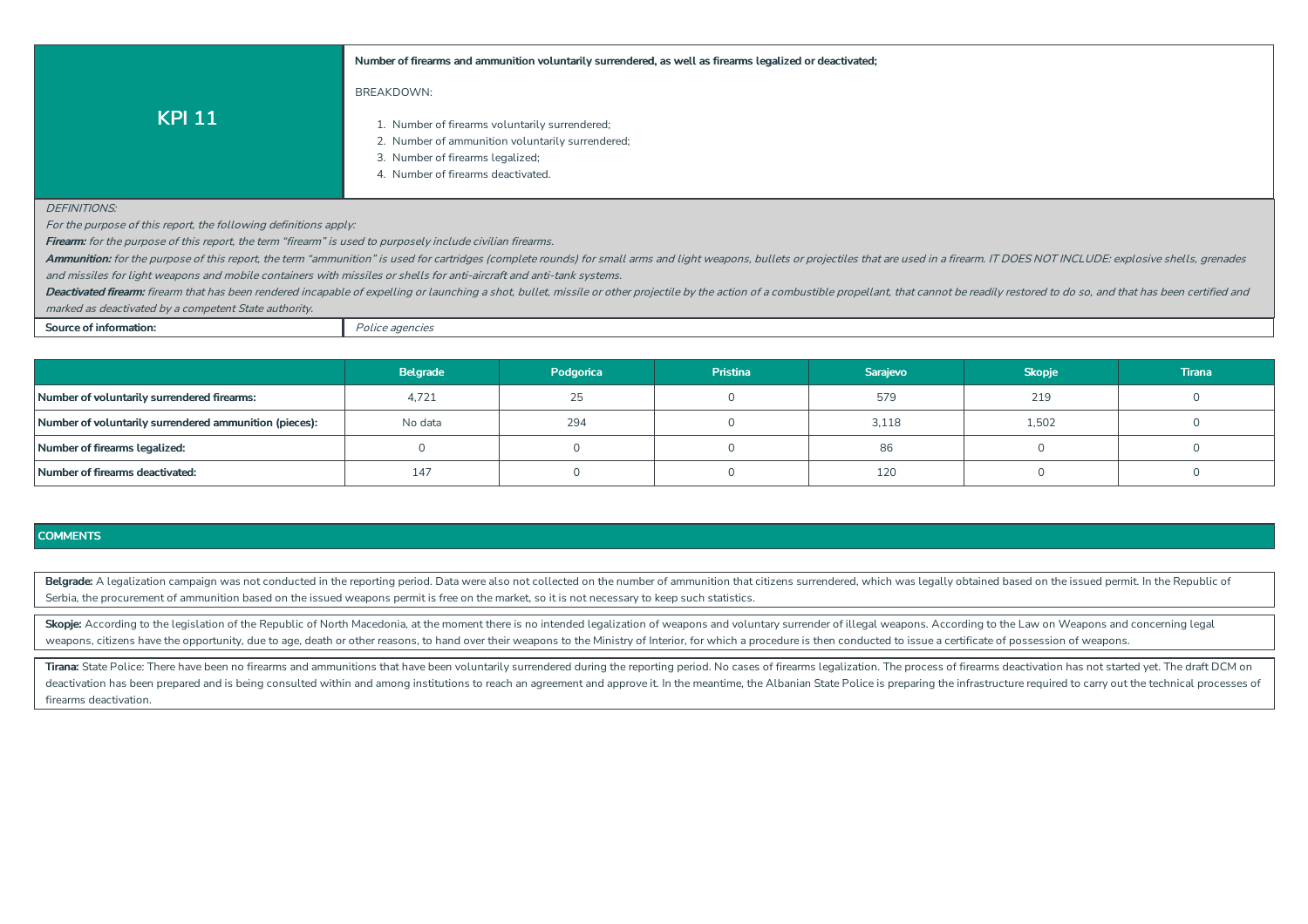| KPI 11 | **Number of firearms and ammunition voluntarily surrendered, as well as firearms legalized or deactivated;**<br><br>BREAKDOWN:<br><br>1. Number of firearms voluntarily surrendered;<br>2. Number of ammunition voluntarily surrendered;<br>3. Number of firearms legalized;<br>4. Number of firearms deactivated. |
|---|---|

*DEFINITIONS:*

*For the purpose of this report, the following definitions apply:*

***Firearm:*** *for the purpose of this report, the term "firearm" is used to purposely include civilian firearms.*

***Ammunition:*** *for the purpose of this report, the term "ammunition" is used for cartridges (complete rounds) for small arms and light weapons, bullets or projectiles that are used in a firearm. IT DOES NOT INCLUDE: explosive shells, grenades and missiles for light weapons and mobile containers with missiles or shells for anti-aircraft and anti-tank systems.*

***Deactivated firearm:*** *firearm that has been rendered incapable of expelling or launching a shot, bullet, missile or other projectile by the action of a combustible propellant, that cannot be readily restored to do so, and that has been certified and marked as deactivated by a competent State authority.*

| **Source of information:** | *Police agencies* |
|---|---|

| | Belgrade | Podgorica | Pristina | Sarajevo | Skopje | Tirana |
|---|---|---|---|---|---|---|
| **Number of voluntarily surrendered firearms:** | 4,721 | 25 | 0 | 579 | 219 | 0 |
| **Number of voluntarily surrendered ammunition (pieces):** | No data | 294 | 0 | 3,118 | 1,502 | 0 |
| **Number of firearms legalized:** | 0 | 0 | 0 | 86 | 0 | 0 |
| **Number of firearms deactivated:** | 147 | 0 | 0 | 120 | 0 | 0 |

## COMMENTS

**Belgrade:** A legalization campaign was not conducted in the reporting period. Data were also not collected on the number of ammunition that citizens surrendered, which was legally obtained based on the issued permit. In the Republic of Serbia, the procurement of ammunition based on the issued weapons permit is free on the market, so it is not necessary to keep such statistics.

**Skopje:** According to the legislation of the Republic of North Macedonia, at the moment there is no intended legalization of weapons and voluntary surrender of illegal weapons. According to the Law on Weapons and concerning legal weapons, citizens have the opportunity, due to age, death or other reasons, to hand over their weapons to the Ministry of Interior, for which a procedure is then conducted to issue a certificate of possession of weapons.

**Tirana:** State Police: There have been no firearms and ammunitions that have been voluntarily surrendered during the reporting period. No cases of firearms legalization. The process of firearms deactivation has not started yet. The draft DCM on deactivation has been prepared and is being consulted within and among institutions to reach an agreement and approve it. In the meantime, the Albanian State Police is preparing the infrastructure required to carry out the technical processes of firearms deactivation.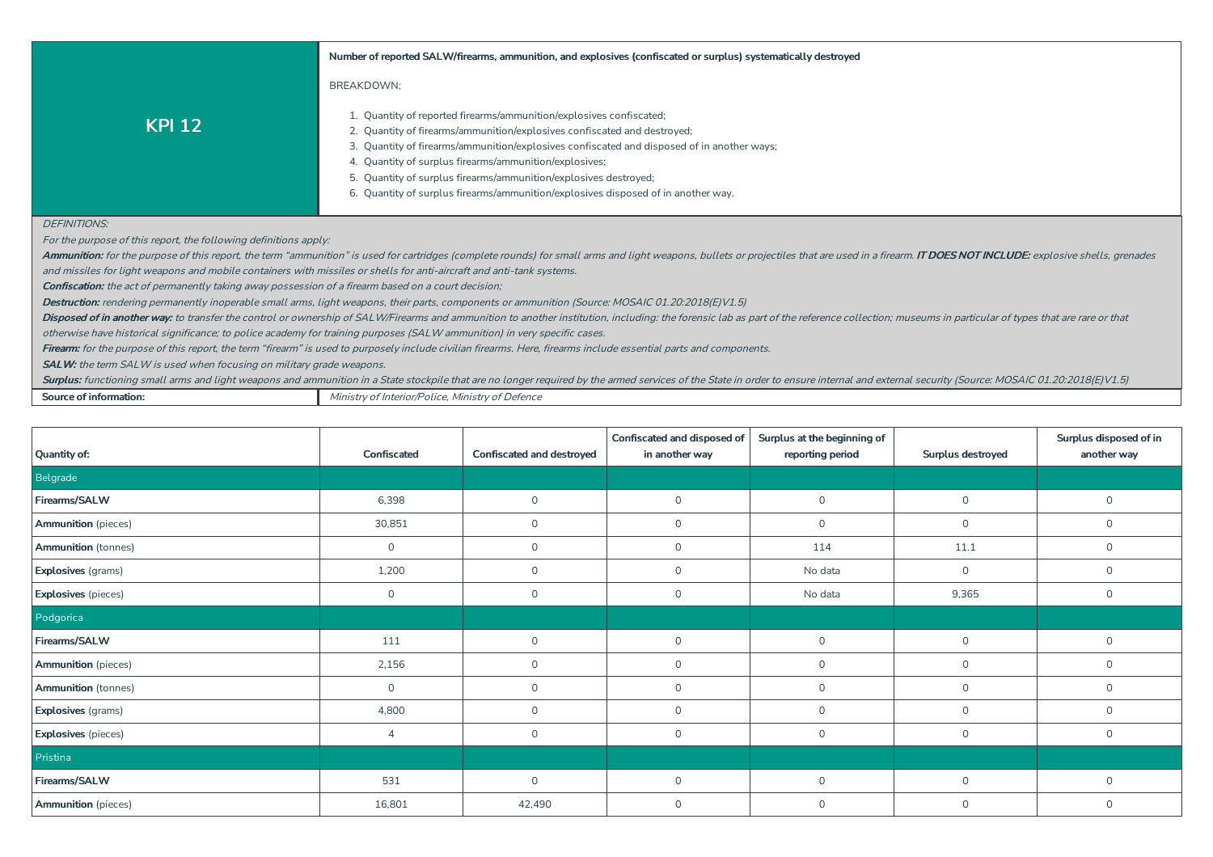## KPI 12

**Number of reported SALW/firearms, ammunition, and explosives (confiscated or surplus) systematically destroyed**

BREAKDOWN:

1. Quantity of reported firearms/ammunition/explosives confiscated;
2. Quantity of firearms/ammunition/explosives confiscated and destroyed;
3. Quantity of firearms/ammunition/explosives confiscated and disposed of in another ways;
4. Quantity of surplus firearms/ammunition/explosives;
5. Quantity of surplus firearms/ammunition/explosives destroyed;
6. Quantity of surplus firearms/ammunition/explosives disposed of in another way.

*DEFINITIONS:*

*For the purpose of this report, the following definitions apply:*

***Ammunition:*** *for the purpose of this report, the term "ammunition" is used for cartridges (complete rounds) for small arms and light weapons, bullets or projectiles that are used in a firearm.* ***IT DOES NOT INCLUDE:*** *explosive shells, grenades and missiles for light weapons and mobile containers with missiles or shells for anti-aircraft and anti-tank systems.*

***Confiscation:*** *the act of permanently taking away possession of a firearm based on a court decision;*

***Destruction:*** *rendering permanently inoperable small arms, light weapons, their parts, components or ammunition (Source: MOSAIC 01.20:2018(E)V1.5)*

***Disposed of in another way:*** *to transfer the control or ownership of SALW/Firearms and ammunition to another institution, including: the forensic lab as part of the reference collection; museums in particular of types that are rare or that otherwise have historical significance; to police academy for training purposes (SALW ammunition) in very specific cases.*

***Firearm:*** *for the purpose of this report, the term "firearm" is used to purposely include civilian firearms. Here, firearms include essential parts and components.*

***SALW:*** *the term SALW is used when focusing on military grade weapons.*

***Surplus:*** *functioning small arms and light weapons and ammunition in a State stockpile that are no longer required by the armed services of the State in order to ensure internal and external security (Source: MOSAIC 01.20:2018(E)V1.5)*

**Source of information:** *Ministry of Interior/Police, Ministry of Defence*

| Quantity of: | Confiscated | Confiscated and destroyed | Confiscated and disposed of in another way | Surplus at the beginning of reporting period | Surplus destroyed | Surplus disposed of in another way |
|---|---|---|---|---|---|---|
| Belgrade | | | | | | |
| **Firearms/SALW** | 6,398 | 0 | 0 | 0 | 0 | 0 |
| **Ammunition** (pieces) | 30,851 | 0 | 0 | 0 | 0 | 0 |
| **Ammunition** (tonnes) | 0 | 0 | 0 | 114 | 11.1 | 0 |
| **Explosives** (grams) | 1,200 | 0 | 0 | No data | 0 | 0 |
| **Explosives** (pieces) | 0 | 0 | 0 | No data | 9,365 | 0 |
| Podgorica | | | | | | |
| **Firearms/SALW** | 111 | 0 | 0 | 0 | 0 | 0 |
| **Ammunition** (pieces) | 2,156 | 0 | 0 | 0 | 0 | 0 |
| **Ammunition** (tonnes) | 0 | 0 | 0 | 0 | 0 | 0 |
| **Explosives** (grams) | 4,800 | 0 | 0 | 0 | 0 | 0 |
| **Explosives** (pieces) | 4 | 0 | 0 | 0 | 0 | 0 |
| Pristina | | | | | | |
| **Firearms/SALW** | 531 | 0 | 0 | 0 | 0 | 0 |
| **Ammunition** (pieces) | 16,801 | 42,490 | 0 | 0 | 0 | 0 |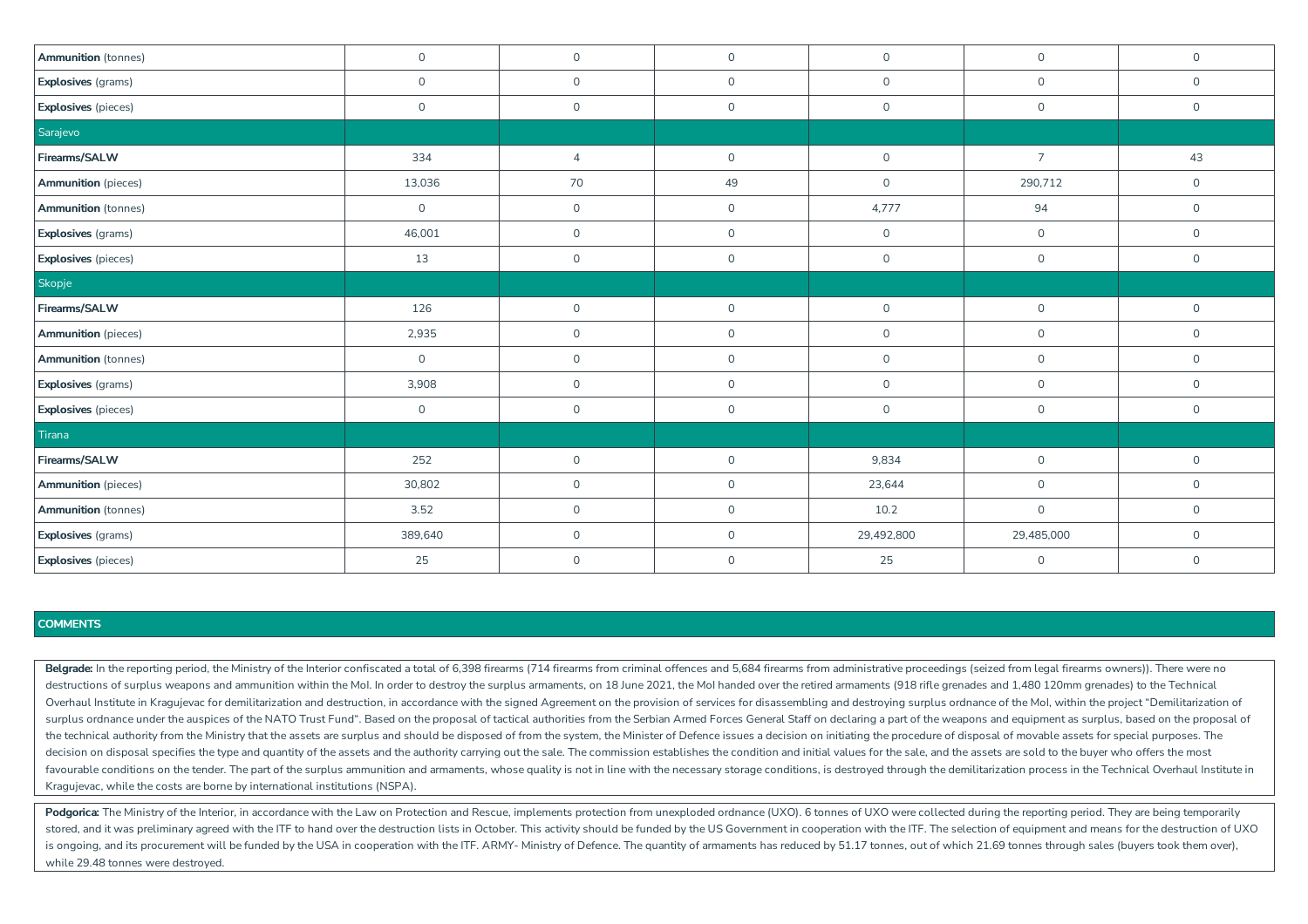| | | | | | | |
|---|---|---|---|---|---|---|
| **Ammunition** (tonnes) | 0 | 0 | 0 | 0 | 0 | 0 |
| **Explosives** (grams) | 0 | 0 | 0 | 0 | 0 | 0 |
| **Explosives** (pieces) | 0 | 0 | 0 | 0 | 0 | 0 |
| Sarajevo | | | | | | |
| **Firearms/SALW** | 334 | 4 | 0 | 0 | 7 | 43 |
| **Ammunition** (pieces) | 13,036 | 70 | 49 | 0 | 290,712 | 0 |
| **Ammunition** (tonnes) | 0 | 0 | 0 | 4,777 | 94 | 0 |
| **Explosives** (grams) | 46,001 | 0 | 0 | 0 | 0 | 0 |
| **Explosives** (pieces) | 13 | 0 | 0 | 0 | 0 | 0 |
| Skopje | | | | | | |
| **Firearms/SALW** | 126 | 0 | 0 | 0 | 0 | 0 |
| **Ammunition** (pieces) | 2,935 | 0 | 0 | 0 | 0 | 0 |
| **Ammunition** (tonnes) | 0 | 0 | 0 | 0 | 0 | 0 |
| **Explosives** (grams) | 3,908 | 0 | 0 | 0 | 0 | 0 |
| **Explosives** (pieces) | 0 | 0 | 0 | 0 | 0 | 0 |
| Tirana | | | | | | |
| **Firearms/SALW** | 252 | 0 | 0 | 9,834 | 0 | 0 |
| **Ammunition** (pieces) | 30,802 | 0 | 0 | 23,644 | 0 | 0 |
| **Ammunition** (tonnes) | 3.52 | 0 | 0 | 10.2 | 0 | 0 |
| **Explosives** (grams) | 389,640 | 0 | 0 | 29,492,800 | 29,485,000 | 0 |
| **Explosives** (pieces) | 25 | 0 | 0 | 25 | 0 | 0 |

**COMMENTS**

**Belgrade:** In the reporting period, the Ministry of the Interior confiscated a total of 6,398 firearms (714 firearms from criminal offences and 5,684 firearms from administrative proceedings (seized from legal firearms owners)). There were no destructions of surplus weapons and ammunition within the MoI. In order to destroy the surplus armaments, on 18 June 2021, the MoI handed over the retired armaments (918 rifle grenades and 1,480 120mm grenades) to the Technical Overhaul Institute in Kragujevac for demilitarization and destruction, in accordance with the signed Agreement on the provision of services for disassembling and destroying surplus ordnance of the MoI, within the project "Demilitarization of surplus ordnance under the auspices of the NATO Trust Fund". Based on the proposal of tactical authorities from the Serbian Armed Forces General Staff on declaring a part of the weapons and equipment as surplus, based on the proposal of the technical authority from the Ministry that the assets are surplus and should be disposed of from the system, the Minister of Defence issues a decision on initiating the procedure of disposal of movable assets for special purposes. The decision on disposal specifies the type and quantity of the assets and the authority carrying out the sale. The commission establishes the condition and initial values for the sale, and the assets are sold to the buyer who offers the most favourable conditions on the tender. The part of the surplus ammunition and armaments, whose quality is not in line with the necessary storage conditions, is destroyed through the demilitarization process in the Technical Overhaul Institute in Kragujevac, while the costs are borne by international institutions (NSPA).

**Podgorica:** The Ministry of the Interior, in accordance with the Law on Protection and Rescue, implements protection from unexploded ordnance (UXO). 6 tonnes of UXO were collected during the reporting period. They are being temporarily stored, and it was preliminary agreed with the ITF to hand over the destruction lists in October. This activity should be funded by the US Government in cooperation with the ITF. The selection of equipment and means for the destruction of UXO is ongoing, and its procurement will be funded by the USA in cooperation with the ITF. ARMY- Ministry of Defence. The quantity of armaments has reduced by 51.17 tonnes, out of which 21.69 tonnes through sales (buyers took them over), while 29.48 tonnes were destroyed.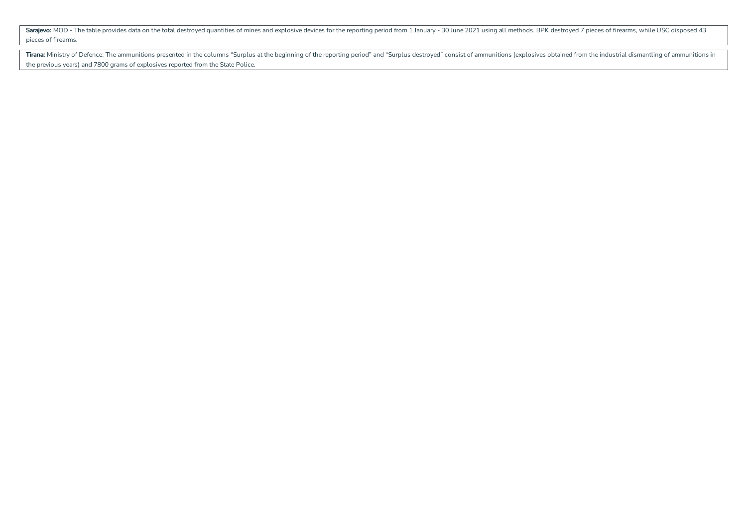**Sarajevo:** MOD - The table provides data on the total destroyed quantities of mines and explosive devices for the reporting period from 1 January - 30 June 2021 using all methods. BPK destroyed 7 pieces of firearms, while USC disposed 43 pieces of firearms.

**Tirana:** Ministry of Defence: The ammunitions presented in the columns "Surplus at the beginning of the reporting period" and "Surplus destroyed" consist of ammunitions (explosives obtained from the industrial dismantling of ammunitions in the previous years) and 7800 grams of explosives reported from the State Police.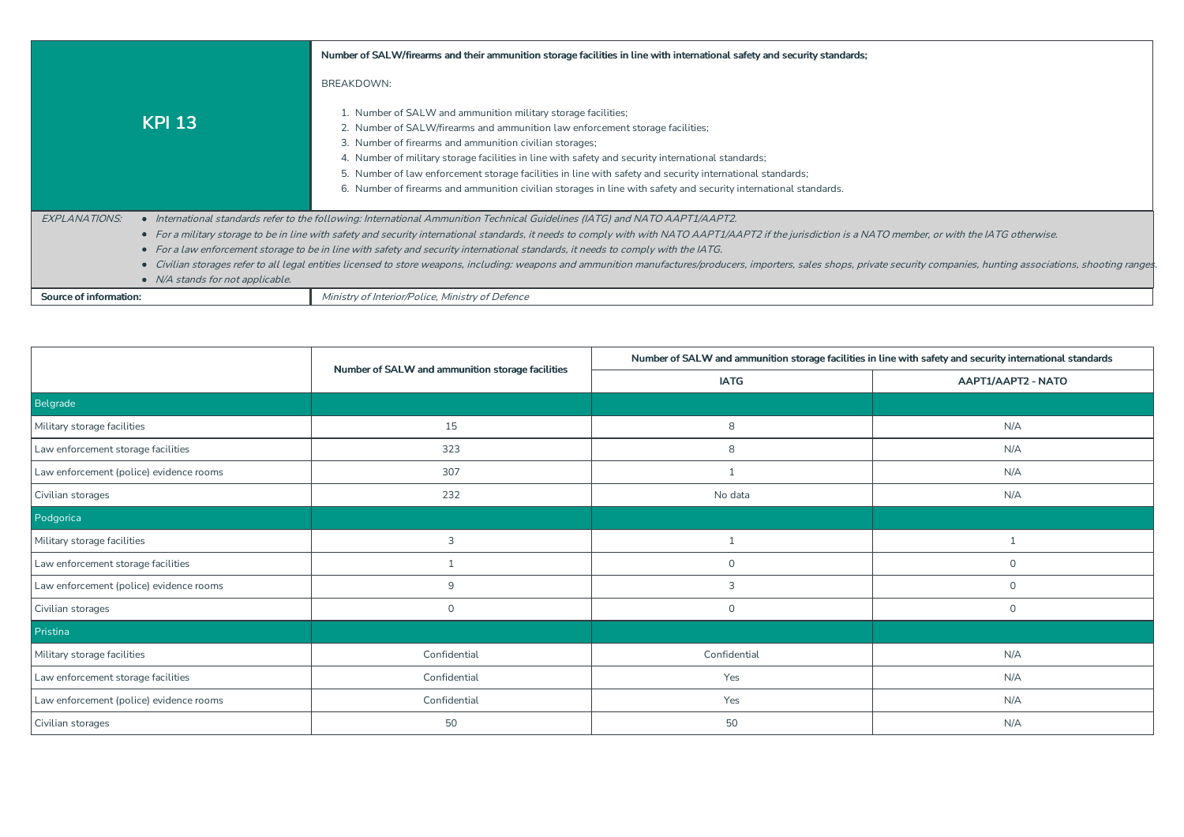| KPI 13 | **Number of SALW/firearms and their ammunition storage facilities in line with international safety and security standards;**<br><br>BREAKDOWN:<br><br>1. Number of SALW and ammunition military storage facilities;<br>2. Number of SALW/firearms and ammunition law enforcement storage facilities;<br>3. Number of firearms and ammunition civilian storages;<br>4. Number of military storage facilities in line with safety and security international standards;<br>5. Number of law enforcement storage facilities in line with safety and security international standards;<br>6. Number of firearms and ammunition civilian storages in line with safety and security international standards. |
|---|---|
| *EXPLANATIONS:* | • *International standards refer to the following: International Ammunition Technical Guidelines (IATG) and NATO AAPT1/AAPT2.*<br>• *For a military storage to be in line with safety and security international standards, it needs to comply with with NATO AAPT1/AAPT2 if the jurisdiction is a NATO member, or with the IATG otherwise.*<br>• *For a law enforcement storage to be in line with safety and security international standards, it needs to comply with the IATG.*<br>• *Civilian storages refer to all legal entities licensed to store weapons, including: weapons and ammunition manufactures/producers, importers, sales shops, private security companies, hunting associations, shooting ranges.*<br>• *N/A stands for not applicable.* |
| **Source of information:** | *Ministry of Interior/Police, Ministry of Defence* |

| | Number of SALW and ammunition storage facilities | Number of SALW and ammunition storage facilities in line with safety and security international standards | |
|---|---|---|---|
| | | IATG | AAPT1/AAPT2 - NATO |
| Belgrade | | | |
| Military storage facilities | 15 | 8 | N/A |
| Law enforcement storage facilities | 323 | 8 | N/A |
| Law enforcement (police) evidence rooms | 307 | 1 | N/A |
| Civilian storages | 232 | No data | N/A |
| Podgorica | | | |
| Military storage facilities | 3 | 1 | 1 |
| Law enforcement storage facilities | 1 | 0 | 0 |
| Law enforcement (police) evidence rooms | 9 | 3 | 0 |
| Civilian storages | 0 | 0 | 0 |
| Pristina | | | |
| Military storage facilities | Confidential | Confidential | N/A |
| Law enforcement storage facilities | Confidential | Yes | N/A |
| Law enforcement (police) evidence rooms | Confidential | Yes | N/A |
| Civilian storages | 50 | 50 | N/A |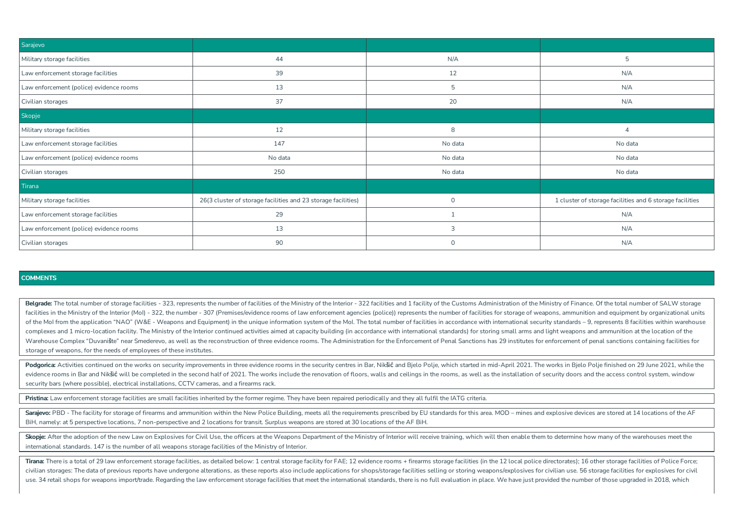| Sarajevo | | | |
|---|---|---|---|
| Military storage facilities | 44 | N/A | 5 |
| Law enforcement storage facilities | 39 | 12 | N/A |
| Law enforcement (police) evidence rooms | 13 | 5 | N/A |
| Civilian storages | 37 | 20 | N/A |
| **Skopje** | | | |
| Military storage facilities | 12 | 8 | 4 |
| Law enforcement storage facilities | 147 | No data | No data |
| Law enforcement (police) evidence rooms | No data | No data | No data |
| Civilian storages | 250 | No data | No data |
| **Tirana** | | | |
| Military storage facilities | 26(3 cluster of storage facilities and 23 storage facilities) | 0 | 1 cluster of storage facilities and 6 storage facilities |
| Law enforcement storage facilities | 29 | 1 | N/A |
| Law enforcement (police) evidence rooms | 13 | 3 | N/A |
| Civilian storages | 90 | 0 | N/A |

## COMMENTS

**Belgrade:** The total number of storage facilities - 323, represents the number of facilities of the Ministry of the Interior - 322 facilities and 1 facility of the Customs Administration of the Ministry of Finance. Of the total number of SALW storage facilities in the Ministry of the Interior (MoI) - 322, the number - 307 (Premises/evidence rooms of law enforcement agencies (police)) represents the number of facilities for storage of weapons, ammunition and equipment by organizational units of the MoI from the application "NAO" (W&E - Weapons and Equipment) in the unique information system of the MoI. The total number of facilities in accordance with international security standards – 9, represents 8 facilities within warehouse complexes and 1 micro-location facility. The Ministry of the Interior continued activities aimed at capacity building (in accordance with international standards) for storing small arms and light weapons and ammunition at the location of the Warehouse Complex "Duvanište" near Smederevo, as well as the reconstruction of three evidence rooms. The Administration for the Enforcement of Penal Sanctions has 29 institutes for enforcement of penal sanctions containing facilities for storage of weapons, for the needs of employees of these institutes.

**Podgorica:** Activities continued on the works on security improvements in three evidence rooms in the security centres in Bar, Nikšić and Bjelo Polje, which started in mid-April 2021. The works in Bjelo Polje finished on 29 June 2021, while the evidence rooms in Bar and Nikšić will be completed in the second half of 2021. The works include the renovation of floors, walls and ceilings in the rooms, as well as the installation of security doors and the access control system, window security bars (where possible), electrical installations, CCTV cameras, and a firearms rack.

**Pristina:** Law enforcement storage facilities are small facilities inherited by the former regime. They have been repaired periodically and they all fulfil the IATG criteria.

**Sarajevo:** PBD - The facility for storage of firearms and ammunition within the New Police Building, meets all the requirements prescribed by EU standards for this area. MOD – mines and explosive devices are stored at 14 locations of the AF BiH, namely: at 5 perspective locations, 7 non-perspective and 2 locations for transit. Surplus weapons are stored at 30 locations of the AF BiH.

**Skopje:** After the adoption of the new Law on Explosives for Civil Use, the officers at the Weapons Department of the Ministry of Interior will receive training, which will then enable them to determine how many of the warehouses meet the international standards. 147 is the number of all weapons storage facilities of the Ministry of Interior.

**Tirana:** There is a total of 29 law enforcement storage facilities, as detailed below: 1 central storage facility for FAE; 12 evidence rooms + firearms storage facilities (in the 12 local police directorates); 16 other storage facilities of Police Force; civilian storages: The data of previous reports have undergone alterations, as these reports also include applications for shops/storage facilities selling or storing weapons/explosives for civilian use. 56 storage facilities for explosives for civil use. 34 retail shops for weapons import/trade. Regarding the law enforcement storage facilities that meet the international standards, there is no full evaluation in place. We have just provided the number of those upgraded in 2018, which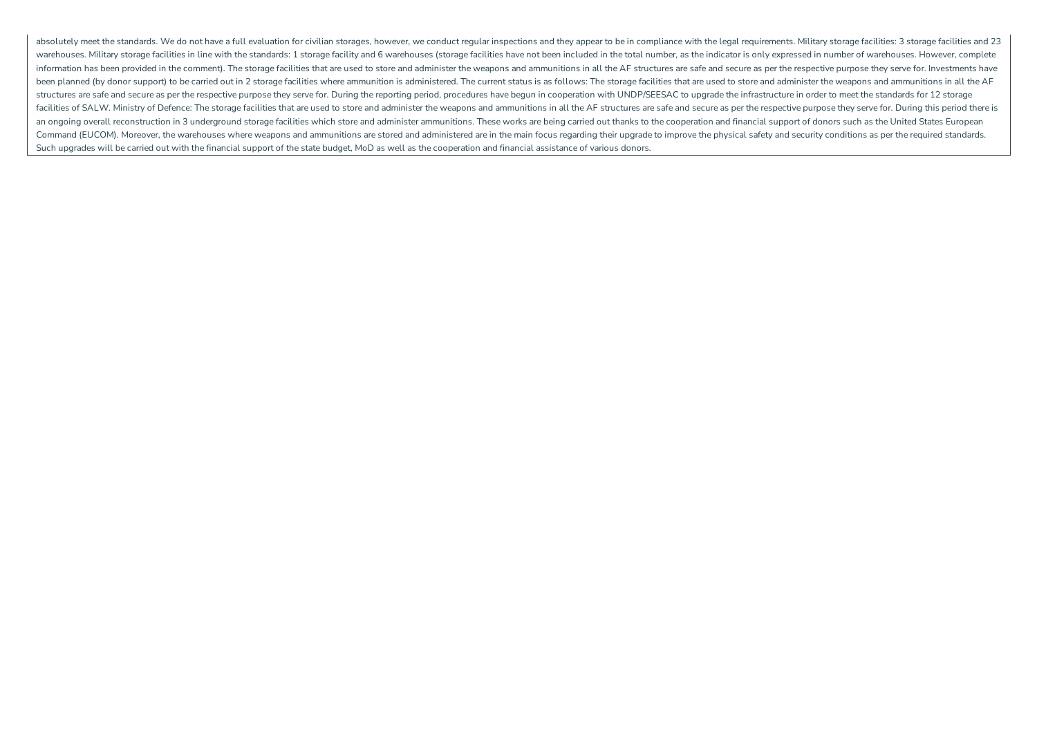absolutely meet the standards. We do not have a full evaluation for civilian storages, however, we conduct regular inspections and they appear to be in compliance with the legal requirements. Military storage facilities: 3 storage facilities and 23 warehouses. Military storage facilities in line with the standards: 1 storage facility and 6 warehouses (storage facilities have not been included in the total number, as the indicator is only expressed in number of warehouses. However, complete information has been provided in the comment). The storage facilities that are used to store and administer the weapons and ammunitions in all the AF structures are safe and secure as per the respective purpose they serve for. Investments have been planned (by donor support) to be carried out in 2 storage facilities where ammunition is administered. The current status is as follows: The storage facilities that are used to store and administer the weapons and ammunitions in all the AF structures are safe and secure as per the respective purpose they serve for. During the reporting period, procedures have begun in cooperation with UNDP/SEESAC to upgrade the infrastructure in order to meet the standards for 12 storage facilities of SALW. Ministry of Defence: The storage facilities that are used to store and administer the weapons and ammunitions in all the AF structures are safe and secure as per the respective purpose they serve for. During this period there is an ongoing overall reconstruction in 3 underground storage facilities which store and administer ammunitions. These works are being carried out thanks to the cooperation and financial support of donors such as the United States European Command (EUCOM). Moreover, the warehouses where weapons and ammunitions are stored and administered are in the main focus regarding their upgrade to improve the physical safety and security conditions as per the required standards. Such upgrades will be carried out with the financial support of the state budget, MoD as well as the cooperation and financial assistance of various donors.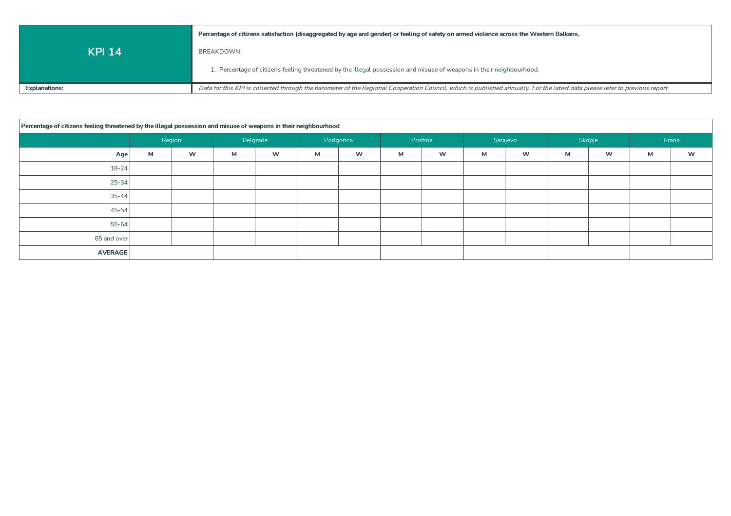| KPI 14 | **Percentage of citizens satisfaction (disaggregated by age and gender) or feeling of safety on armed violence across the Western Balkans.**<br><br>BREAKDOWN:<br><br>1. Percentage of citizens feeling threatened by the illegal possession and misuse of weapons in their neighbourhood. |
|---|---|
| **Explanations:** | *Data for this KPI is collected through the barometer of the Regional Cooperation Council, which is published annually. For the latest data please refer to previous report.* |

**Percentage of citizens feeling threatened by the illegal possession and misuse of weapons in their neighbourhood**

| | Region | | Belgrade | | Podgorica | | Pristina | | Sarajevo | | Skopje | | Tirana | |
|---|---|---|---|---|---|---|---|---|---|---|---|---|---|---|
| **Age** | **M** | **W** | **M** | **W** | **M** | **W** | **M** | **W** | **M** | **W** | **M** | **W** | **M** | **W** |
| 18-24 | | | | | | | | | | | | | | |
| 25-34 | | | | | | | | | | | | | | |
| 35-44 | | | | | | | | | | | | | | |
| 45-54 | | | | | | | | | | | | | | |
| 55-64 | | | | | | | | | | | | | | |
| 65 and over | | | | | | | | | | | | | | |
| **AVERAGE** | | | | | | | | | | | | | | |